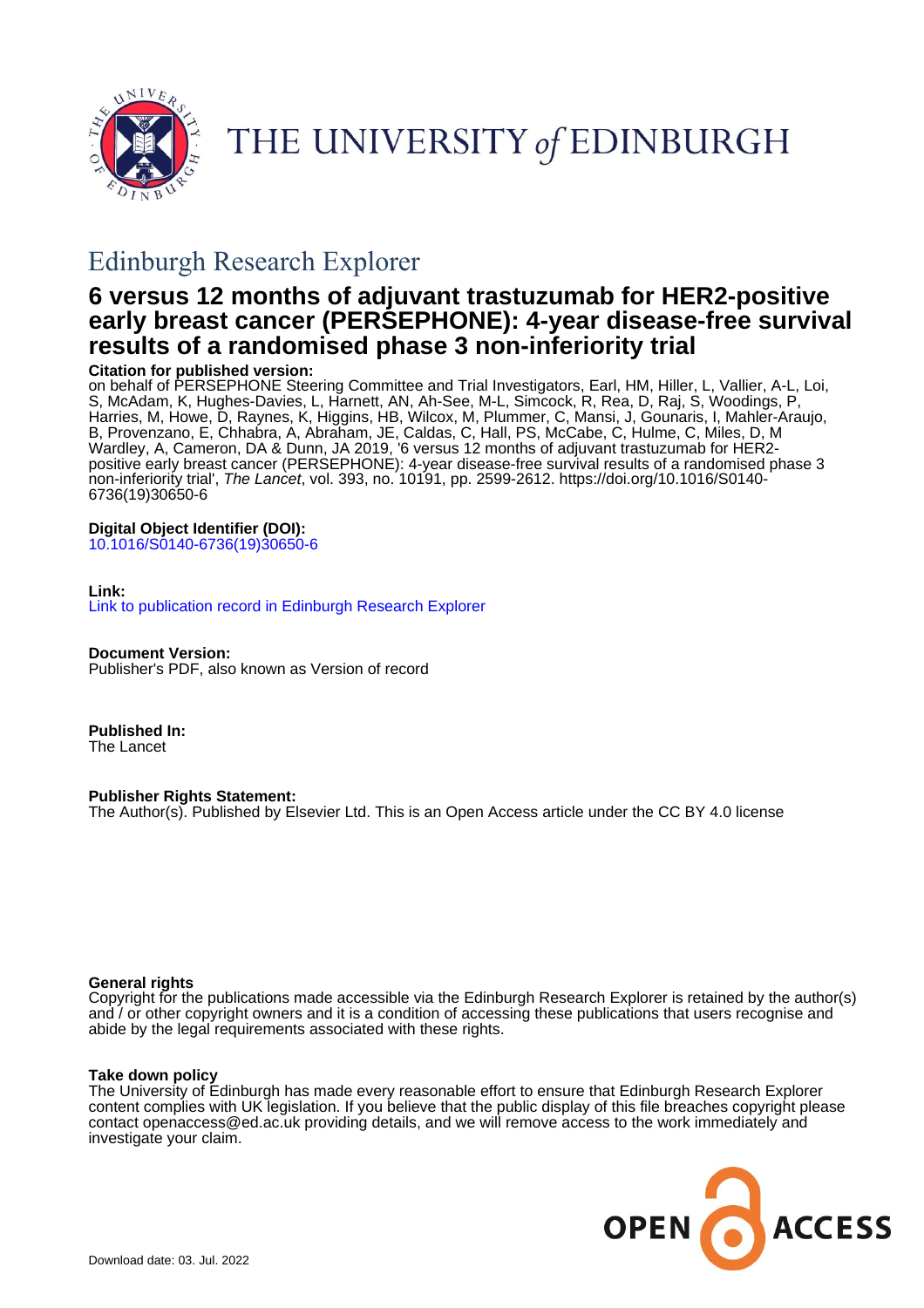THE UNIVERSITY *of* EDINBURGH

## Edinburgh Research Explorer

# 6 versus 12 months of adjuvant trastuzumab for HER2-positive early breast cancer (PERSEPHONE): 4-year disease-free survival results of a randomised phase 3 non-inferiority trial

**Citation for published version:**
on behalf of PERSEPHONE Steering Committee and Trial Investigators, Earl, HM, Hiller, L, Vallier, A-L, Loi, S, McAdam, K, Hughes-Davies, L, Harnett, AN, Ah-See, M-L, Simcock, R, Rea, D, Raj, S, Woodings, P, Harries, M, Howe, D, Raynes, K, Higgins, HB, Wilcox, M, Plummer, C, Mansi, J, Gounaris, I, Mahler-Araujo, B, Provenzano, E, Chhabra, A, Abraham, JE, Caldas, C, Hall, PS, McCabe, C, Hulme, C, Miles, D, M Wardley, A, Cameron, DA & Dunn, JA 2019, '6 versus 12 months of adjuvant trastuzumab for HER2-positive early breast cancer (PERSEPHONE): 4-year disease-free survival results of a randomised phase 3 non-inferiority trial', *The Lancet*, vol. 393, no. 10191, pp. 2599-2612. https://doi.org/10.1016/S0140-6736(19)30650-6

**Digital Object Identifier (DOI):**
10.1016/S0140-6736(19)30650-6

**Link:**
Link to publication record in Edinburgh Research Explorer

**Document Version:**
Publisher's PDF, also known as Version of record

**Published In:**
The Lancet

**Publisher Rights Statement:**
The Author(s). Published by Elsevier Ltd. This is an Open Access article under the CC BY 4.0 license

**General rights**
Copyright for the publications made accessible via the Edinburgh Research Explorer is retained by the author(s) and / or other copyright owners and it is a condition of accessing these publications that users recognise and abide by the legal requirements associated with these rights.

**Take down policy**
The University of Edinburgh has made every reasonable effort to ensure that Edinburgh Research Explorer content complies with UK legislation. If you believe that the public display of this file breaches copyright please contact openaccess@ed.ac.uk providing details, and we will remove access to the work immediately and investigate your claim.

OPEN ACCESS

Download date: 03. Jul. 2022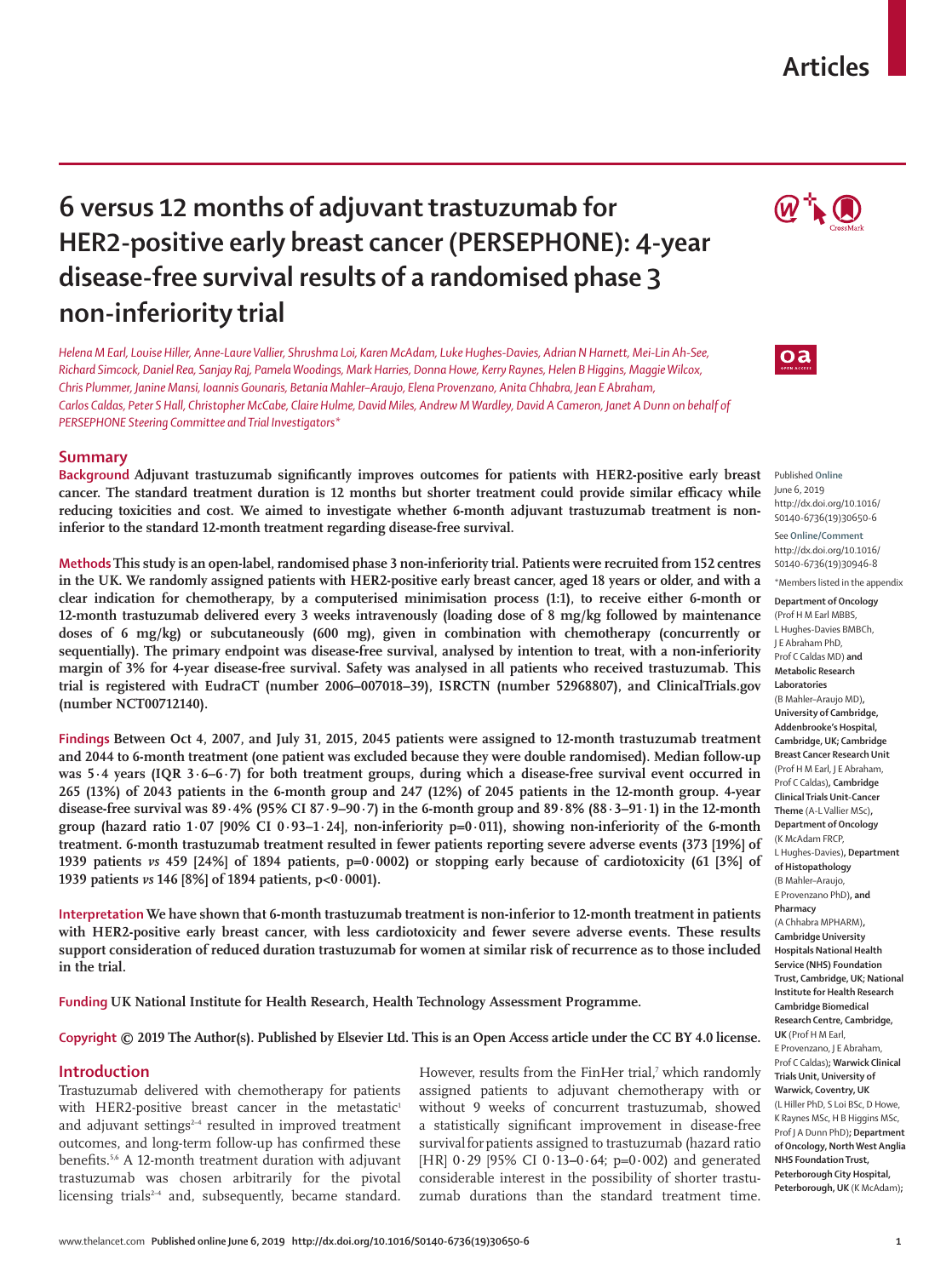# 6 versus 12 months of adjuvant trastuzumab for HER2-positive early breast cancer (PERSEPHONE): 4-year disease-free survival results of a randomised phase 3 non-inferiority trial

*Helena M Earl, Louise Hiller, Anne-Laure Vallier, Shrushma Loi, Karen McAdam, Luke Hughes-Davies, Adrian N Harnett, Mei-Lin Ah-See, Richard Simcock, Daniel Rea, Sanjay Raj, Pamela Woodings, Mark Harries, Donna Howe, Kerry Raynes, Helen B Higgins, Maggie Wilcox, Chris Plummer, Janine Mansi, Ioannis Gounaris, Betania Mahler-Araujo, Elena Provenzano, Anita Chhabra, Jean E Abraham, Carlos Caldas, Peter S Hall, Christopher McCabe, Claire Hulme, David Miles, Andrew M Wardley, David A Cameron, Janet A Dunn on behalf of PERSEPHONE Steering Committee and Trial Investigators**

## Summary

**Background** Adjuvant trastuzumab significantly improves outcomes for patients with HER2-positive early breast cancer. The standard treatment duration is 12 months but shorter treatment could provide similar efficacy while reducing toxicities and cost. We aimed to investigate whether 6-month adjuvant trastuzumab treatment is non-inferior to the standard 12-month treatment regarding disease-free survival.

**Methods** This study is an open-label, randomised phase 3 non-inferiority trial. Patients were recruited from 152 centres in the UK. We randomly assigned patients with HER2-positive early breast cancer, aged 18 years or older, and with a clear indication for chemotherapy, by a computerised minimisation process (1:1), to receive either 6-month or 12-month trastuzumab delivered every 3 weeks intravenously (loading dose of 8 mg/kg followed by maintenance doses of 6 mg/kg) or subcutaneously (600 mg), given in combination with chemotherapy (concurrently or sequentially). The primary endpoint was disease-free survival, analysed by intention to treat, with a non-inferiority margin of 3% for 4-year disease-free survival. Safety was analysed in all patients who received trastuzumab. This trial is registered with EudraCT (number 2006–007018–39), ISRCTN (number 52968807), and ClinicalTrials.gov (number NCT00712140).

**Findings** Between Oct 4, 2007, and July 31, 2015, 2045 patients were assigned to 12-month trastuzumab treatment and 2044 to 6-month treatment (one patient was excluded because they were double randomised). Median follow-up was 5·4 years (IQR 3·6–6·7) for both treatment groups, during which a disease-free survival event occurred in 265 (13%) of 2043 patients in the 6-month group and 247 (12%) of 2045 patients in the 12-month group. 4-year disease-free survival was 89·4% (95% CI 87·9–90·7) in the 6-month group and 89·8% (88·3–91·1) in the 12-month group (hazard ratio 1·07 [90% CI 0·93–1·24], non-inferiority p=0·011), showing non-inferiority of the 6-month treatment. 6-month trastuzumab treatment resulted in fewer patients reporting severe adverse events (373 [19%] of 1939 patients *vs* 459 [24%] of 1894 patients, p=0·0002) or stopping early because of cardiotoxicity (61 [3%] of 1939 patients *vs* 146 [8%] of 1894 patients, p<0·0001).

**Interpretation** We have shown that 6-month trastuzumab treatment is non-inferior to 12-month treatment in patients with HER2-positive early breast cancer, with less cardiotoxicity and fewer severe adverse events. These results support consideration of reduced duration trastuzumab for women at similar risk of recurrence as to those included in the trial.

**Funding** UK National Institute for Health Research, Health Technology Assessment Programme.

**Copyright** © 2019 The Author(s). Published by Elsevier Ltd. This is an Open Access article under the CC BY 4.0 license.

## Introduction

Trastuzumab delivered with chemotherapy for patients with HER2-positive breast cancer in the metastatic[1] and adjuvant settings[2–4] resulted in improved treatment outcomes, and long-term follow-up has confirmed these benefits.[5,6] A 12-month treatment duration with adjuvant trastuzumab was chosen arbitrarily for the pivotal licensing trials[2–4] and, subsequently, became standard. However, results from the FinHer trial,[7] which randomly assigned patients to adjuvant chemotherapy with or without 9 weeks of concurrent trastuzumab, showed a statistically significant improvement in disease-free survival for patients assigned to trastuzumab (hazard ratio [HR] 0·29 [95% CI 0·13–0·64; p=0·002) and generated considerable interest in the possibility of shorter trastuzumab durations than the standard treatment time.

Published **Online** June 6, 2019 http://dx.doi.org/10.1016/S0140-6736(19)30650-6

See **Online/Comment** http://dx.doi.org/10.1016/S0140-6736(19)30946-8

*Members listed in the appendix

**Department of Oncology** (Prof H M Earl MBBS, L Hughes-Davies BMBCh, J E Abraham PhD, Prof C Caldas MD) **and Metabolic Research Laboratories** (B Mahler-Araujo MD)**, University of Cambridge, Addenbrooke's Hospital, Cambridge, UK; Cambridge Breast Cancer Research Unit** (Prof H M Earl, J E Abraham, Prof C Caldas)**, Cambridge Clinical Trials Unit-Cancer Theme** (A-L Vallier MSc)**, Department of Oncology** (K McAdam FRCP, L Hughes-Davies)**, Department of Histopathology** (B Mahler-Araujo, E Provenzano PhD)**, and Pharmacy** (A Chhabra MPHARM)**, Cambridge University Hospitals National Health Service (NHS) Foundation Trust, Cambridge, UK; National Institute for Health Research Cambridge Biomedical Research Centre, Cambridge, UK** (Prof H M Earl, E Provenzano, J E Abraham, Prof C Caldas)**; Warwick Clinical Trials Unit, University of Warwick, Coventry, UK** (L Hiller PhD, S Loi BSc, D Howe, K Raynes MSc, H B Higgins MSc, Prof J A Dunn PhD)**; Department of Oncology, North West Anglia NHS Foundation Trust, Peterborough City Hospital, Peterborough, UK** (K McAdam)**;**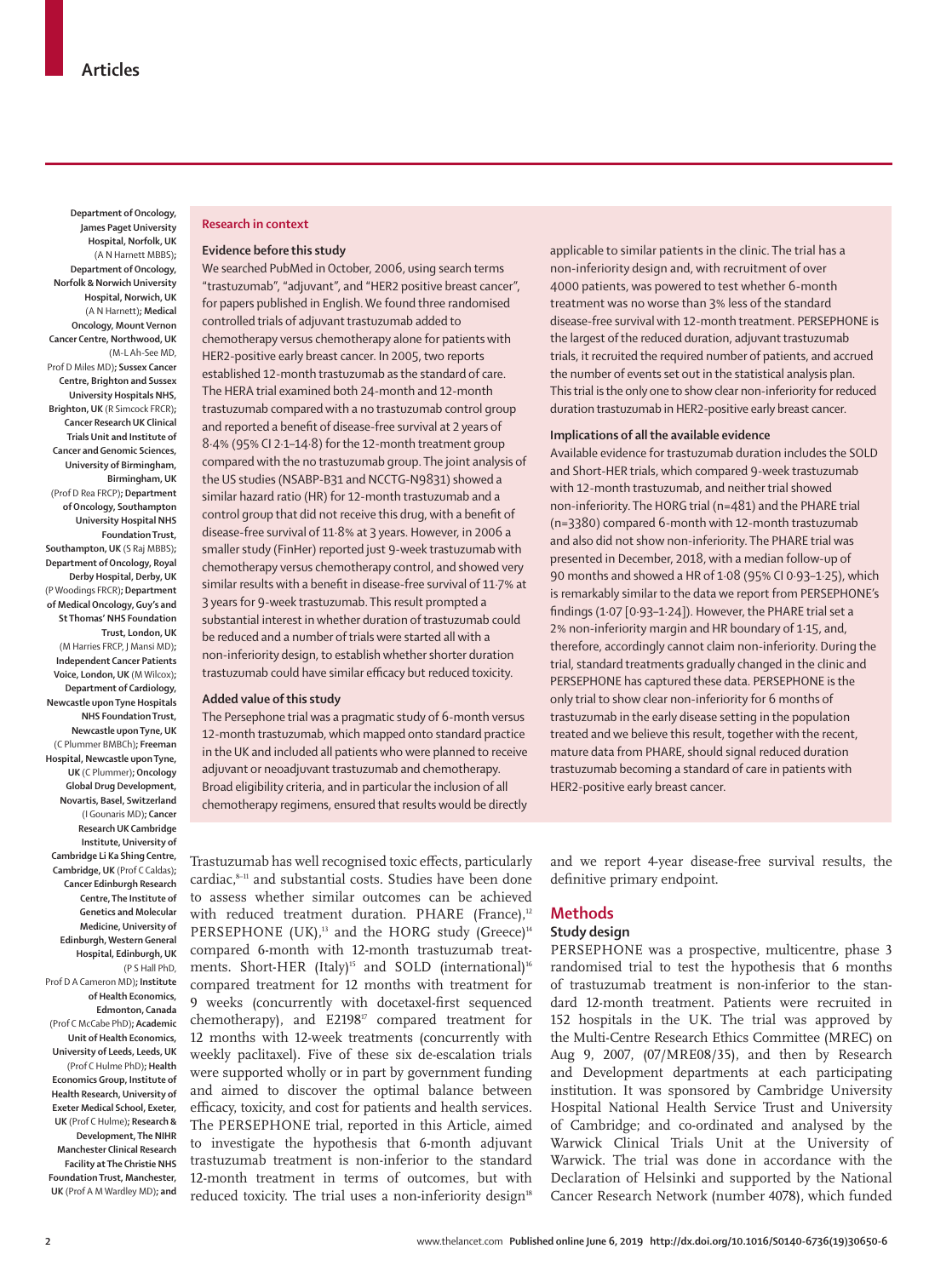Department of Oncology, James Paget University Hospital, Norfolk, UK (A N Harnett MBBS); Department of Oncology, Norfolk & Norwich University Hospital, Norwich, UK (A N Harnett); Medical Oncology, Mount Vernon Cancer Centre, Northwood, UK (M-L Ah-See MD, Prof D Miles MD); Sussex Cancer Centre, Brighton and Sussex University Hospitals NHS, Brighton, UK (R Simcock FRCR); Cancer Research UK Clinical Trials Unit and Institute of Cancer and Genomic Sciences, University of Birmingham, Birmingham, UK (Prof D Rea FRCP); Department of Oncology, Southampton University Hospital NHS Foundation Trust, Southampton, UK (S Raj MBBS); Department of Oncology, Royal Derby Hospital, Derby, UK (P Woodings FRCR); Department of Medical Oncology, Guy's and St Thomas' NHS Foundation Trust, London, UK (M Harries FRCP, J Mansi MD); Independent Cancer Patients Voice, London, UK (M Wilcox); Department of Cardiology, Newcastle upon Tyne Hospitals NHS Foundation Trust, Newcastle upon Tyne, UK (C Plummer BMBCh); Freeman Hospital, Newcastle upon Tyne, UK (C Plummer); Oncology Global Drug Development, Novartis, Basel, Switzerland (I Gounaris MD); Cancer Research UK Cambridge Institute, University of Cambridge Li Ka Shing Centre, Cambridge, UK (Prof C Caldas); Cancer Edinburgh Research Centre, The Institute of Genetics and Molecular Medicine, University of Edinburgh, Western General Hospital, Edinburgh, UK (P S Hall PhD, Prof D A Cameron MD); Institute of Health Economics, Edmonton, Canada (Prof C McCabe PhD); Academic Unit of Health Economics, University of Leeds, Leeds, UK (Prof C Hulme PhD); Health Economics Group, Institute of Health Research, University of Exeter Medical School, Exeter, UK (Prof C Hulme); Research & Development, The NIHR Manchester Clinical Research Facility at The Christie NHS Foundation Trust, Manchester, UK (Prof A M Wardley MD); and

## Research in context

### Evidence before this study

We searched PubMed in October, 2006, using search terms "trastuzumab", "adjuvant", and "HER2 positive breast cancer", for papers published in English. We found three randomised controlled trials of adjuvant trastuzumab added to chemotherapy versus chemotherapy alone for patients with HER2-positive early breast cancer. In 2005, two reports established 12-month trastuzumab as the standard of care. The HERA trial examined both 24-month and 12-month trastuzumab compared with a no trastuzumab control group and reported a benefit of disease-free survival at 2 years of 8·4% (95% CI 2·1–14·8) for the 12-month treatment group compared with the no trastuzumab group. The joint analysis of the US studies (NSABP-B31 and NCCTG-N9831) showed a similar hazard ratio (HR) for 12-month trastuzumab and a control group that did not receive this drug, with a benefit of disease-free survival of 11·8% at 3 years. However, in 2006 a smaller study (FinHer) reported just 9-week trastuzumab with chemotherapy versus chemotherapy control, and showed very similar results with a benefit in disease-free survival of 11·7% at 3 years for 9-week trastuzumab. This result prompted a substantial interest in whether duration of trastuzumab could be reduced and a number of trials were started all with a non-inferiority design, to establish whether shorter duration trastuzumab could have similar efficacy but reduced toxicity.

### Added value of this study

The Persephone trial was a pragmatic study of 6-month versus 12-month trastuzumab, which mapped onto standard practice in the UK and included all patients who were planned to receive adjuvant or neoadjuvant trastuzumab and chemotherapy. Broad eligibility criteria, and in particular the inclusion of all chemotherapy regimens, ensured that results would be directly applicable to similar patients in the clinic. The trial has a non-inferiority design and, with recruitment of over 4000 patients, was powered to test whether 6-month treatment was no worse than 3% less of the standard disease-free survival with 12-month treatment. PERSEPHONE is the largest of the reduced duration, adjuvant trastuzumab trials, it recruited the required number of patients, and accrued the number of events set out in the statistical analysis plan. This trial is the only one to show clear non-inferiority for reduced duration trastuzumab in HER2-positive early breast cancer.

### Implications of all the available evidence

Available evidence for trastuzumab duration includes the SOLD and Short-HER trials, which compared 9-week trastuzumab with 12-month trastuzumab, and neither trial showed non-inferiority. The HORG trial (n=481) and the PHARE trial (n=3380) compared 6-month with 12-month trastuzumab and also did not show non-inferiority. The PHARE trial was presented in December, 2018, with a median follow-up of 90 months and showed a HR of 1·08 (95% CI 0·93–1·25), which is remarkably similar to the data we report from PERSEPHONE's findings (1·07 [0·93–1·24]). However, the PHARE trial set a 2% non-inferiority margin and HR boundary of 1·15, and, therefore, accordingly cannot claim non-inferiority. During the trial, standard treatments gradually changed in the clinic and PERSEPHONE has captured these data. PERSEPHONE is the only trial to show clear non-inferiority for 6 months of trastuzumab in the early disease setting in the population treated and we believe this result, together with the recent, mature data from PHARE, should signal reduced duration trastuzumab becoming a standard of care in patients with HER2-positive early breast cancer.

Trastuzumab has well recognised toxic effects, particularly cardiac,[8–11] and substantial costs. Studies have been done to assess whether similar outcomes can be achieved with reduced treatment duration. PHARE (France),[12] PERSEPHONE (UK),[13] and the HORG study (Greece)[14] compared 6-month with 12-month trastuzumab treatments. Short-HER (Italy)[15] and SOLD (international)[16] compared treatment for 12 months with treatment for 9 weeks (concurrently with docetaxel-first sequenced chemotherapy), and E2198[17] compared treatment for 12 months with 12-week treatments (concurrently with weekly paclitaxel). Five of these six de-escalation trials were supported wholly or in part by government funding and aimed to discover the optimal balance between efficacy, toxicity, and cost for patients and health services. The PERSEPHONE trial, reported in this Article, aimed to investigate the hypothesis that 6-month adjuvant trastuzumab treatment is non-inferior to the standard 12-month treatment in terms of outcomes, but with reduced toxicity. The trial uses a non-inferiority design[18] and we report 4-year disease-free survival results, the definitive primary endpoint.

## Methods

### Study design

PERSEPHONE was a prospective, multicentre, phase 3 randomised trial to test the hypothesis that 6 months of trastuzumab treatment is non-inferior to the standard 12-month treatment. Patients were recruited in 152 hospitals in the UK. The trial was approved by the Multi-Centre Research Ethics Committee (MREC) on Aug 9, 2007, (07/MRE08/35), and then by Research and Development departments at each participating institution. It was sponsored by Cambridge University Hospital National Health Service Trust and University of Cambridge; and co-ordinated and analysed by the Warwick Clinical Trials Unit at the University of Warwick. The trial was done in accordance with the Declaration of Helsinki and supported by the National Cancer Research Network (number 4078), which funded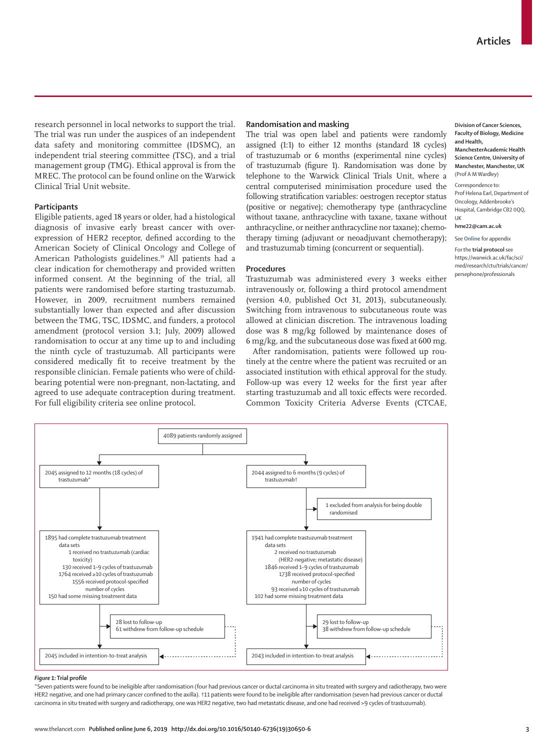research personnel in local networks to support the trial. The trial was run under the auspices of an independent data safety and monitoring committee (IDSMC), an independent trial steering committee (TSC), and a trial management group (TMG). Ethical approval is from the MREC. The protocol can be found online on the Warwick Clinical Trial Unit website.

### Participants

Eligible patients, aged 18 years or older, had a histological diagnosis of invasive early breast cancer with overexpression of HER2 receptor, defined according to the American Society of Clinical Oncology and College of American Pathologists guidelines.[19] All patients had a clear indication for chemotherapy and provided written informed consent. At the beginning of the trial, all patients were randomised before starting trastuzumab. However, in 2009, recruitment numbers remained substantially lower than expected and after discussion between the TMG, TSC, IDSMC, and funders, a protocol amendment (protocol version 3.1; July, 2009) allowed randomisation to occur at any time up to and including the ninth cycle of trastuzumab. All participants were considered medically fit to receive treatment by the responsible clinician. Female patients who were of child-bearing potential were non-pregnant, non-lactating, and agreed to use adequate contraception during treatment. For full eligibility criteria see online protocol.

### Randomisation and masking

The trial was open label and patients were randomly assigned (1:1) to either 12 months (standard 18 cycles) of trastuzumab or 6 months (experimental nine cycles) of trastuzumab (figure 1). Randomisation was done by telephone to the Warwick Clinical Trials Unit, where a central computerised minimisation procedure used the following stratification variables: oestrogen receptor status (positive or negative); chemotherapy type (anthracycline without taxane, anthracycline with taxane, taxane without anthracycline, or neither anthracycline nor taxane); chemotherapy timing (adjuvant or neoadjuvant chemotherapy); and trastuzumab timing (concurrent or sequential).

### Procedures

Trastuzumab was administered every 3 weeks either intravenously or, following a third protocol amendment (version 4.0, published Oct 31, 2013), subcutaneously. Switching from intravenous to subcutaneous route was allowed at clinician discretion. The intravenous loading dose was 8 mg/kg followed by maintenance doses of 6 mg/kg, and the subcutaneous dose was fixed at 600 mg.

After randomisation, patients were followed up routinely at the centre where the patient was recruited or an associated institution with ethical approval for the study. Follow-up was every 12 weeks for the first year after starting trastuzumab and all toxic effects were recorded. Common Toxicity Criteria Adverse Events (CTCAE,

**Division of Cancer Sciences, Faculty of Biology, Medicine and Health, ManchesterAcademic Health Science Centre, University of Manchester, Manchester, UK** (Prof A M Wardley)

Correspondence to: Prof Helena Earl, Department of Oncology, Addenbrooke's Hospital, Cambridge CB2 0QQ, UK **hme22@cam.ac.uk**

See **Online** for appendix

For the **trial protocol** see https://warwick.ac.uk/fac/sci/med/research/ctu/trials/cancer/persephone/professionals

4089 patients randomly assigned

2045 assigned to 12 months (18 cycles) of trastuzumab*

- 1895 had complete trastuzumab treatment data sets
  - 1 received no trastuzumab (cardiac toxicity)
  - 130 received 1–9 cycles of trastuzumab
  - 1764 received ≥10 cycles of trastuzumab
    - 1556 received protocol-specified number of cycles
- 150 had some missing treatment data
- 28 lost to follow-up
- 61 withdrew from follow-up schedule
- 2045 included in intention-to-treat analysis

2044 assigned to 6 months (9 cycles) of trastuzumab†

- 1 excluded from analysis for being double randomised
- 1941 had complete trastuzumab treatment data sets
  - 2 received no trastuzumab (HER2-negative; metastatic disease)
  - 1846 received 1–9 cycles of trastuzumab
    - 1738 received protocol-specified number of cycles
  - 93 received ≥10 cycles of trastuzumab
- 102 had some missing treatment data
- 29 lost to follow-up
- 38 withdrew from follow-up schedule
- 2043 included in intention-to-treat analysis

***Figure 1:*** **Trial profile**

*Seven patients were found to be ineligible after randomisation (four had previous cancer or ductal carcinoma in situ treated with surgery and radiotherapy, two were HER2 negative, and one had primary cancer confined to the axilla). †11 patients were found to be ineligible after randomisation (seven had previous cancer or ductal carcinoma in situ treated with surgery and radiotherapy, one was HER2 negative, two had metastatic disease, and one had received >9 cycles of trastuzumab).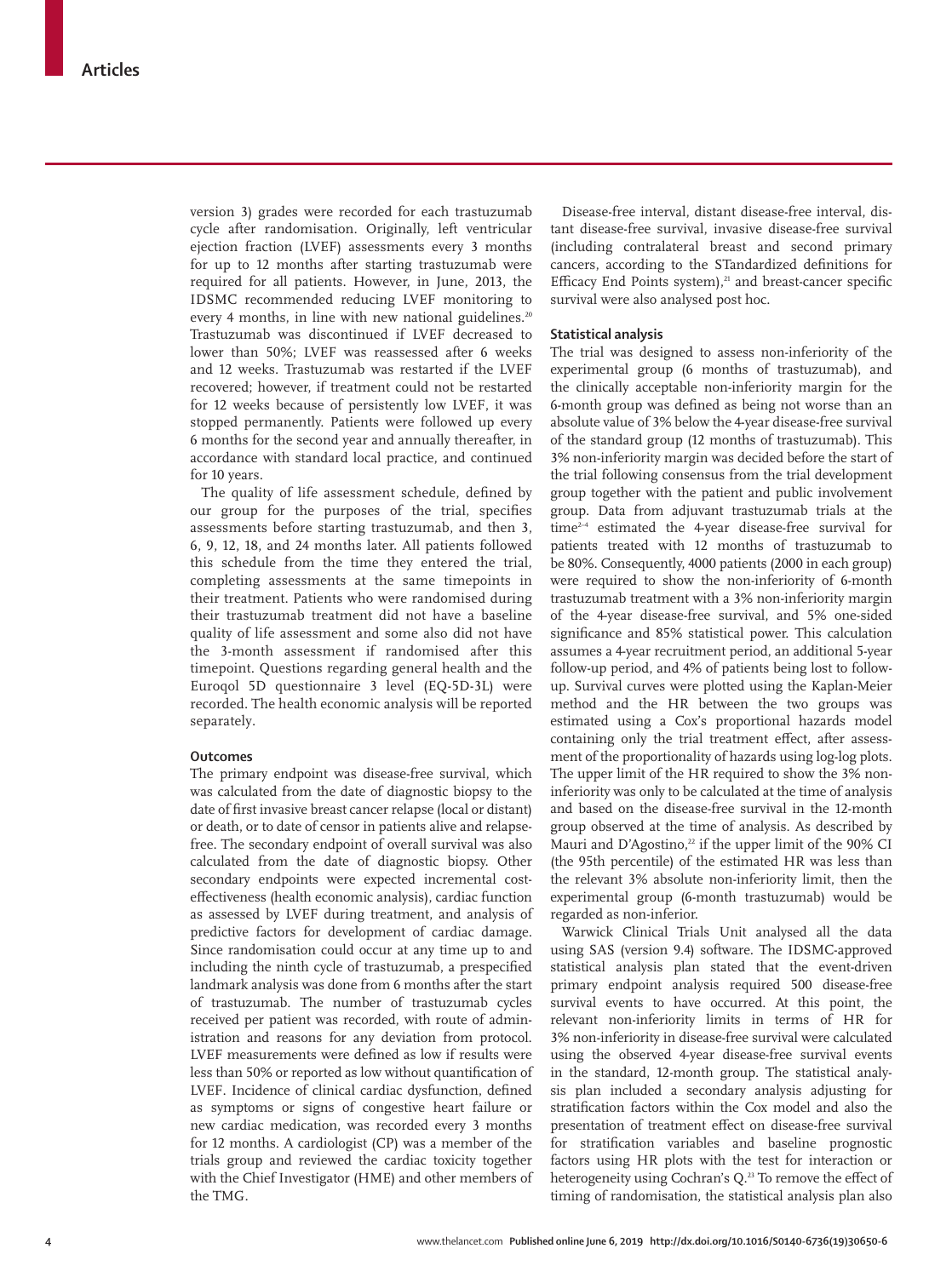version 3) grades were recorded for each trastuzumab cycle after randomisation. Originally, left ventricular ejection fraction (LVEF) assessments every 3 months for up to 12 months after starting trastuzumab were required for all patients. However, in June, 2013, the IDSMC recommended reducing LVEF monitoring to every 4 months, in line with new national guidelines.[20] Trastuzumab was discontinued if LVEF decreased to lower than 50%; LVEF was reassessed after 6 weeks and 12 weeks. Trastuzumab was restarted if the LVEF recovered; however, if treatment could not be restarted for 12 weeks because of persistently low LVEF, it was stopped permanently. Patients were followed up every 6 months for the second year and annually thereafter, in accordance with standard local practice, and continued for 10 years.

The quality of life assessment schedule, defined by our group for the purposes of the trial, specifies assessments before starting trastuzumab, and then 3, 6, 9, 12, 18, and 24 months later. All patients followed this schedule from the time they entered the trial, completing assessments at the same timepoints in their treatment. Patients who were randomised during their trastuzumab treatment did not have a baseline quality of life assessment and some also did not have the 3-month assessment if randomised after this timepoint. Questions regarding general health and the Euroqol 5D questionnaire 3 level (EQ-5D-3L) were recorded. The health economic analysis will be reported separately.

### Outcomes

The primary endpoint was disease-free survival, which was calculated from the date of diagnostic biopsy to the date of first invasive breast cancer relapse (local or distant) or death, or to date of censor in patients alive and relapse-free. The secondary endpoint of overall survival was also calculated from the date of diagnostic biopsy. Other secondary endpoints were expected incremental cost-effectiveness (health economic analysis), cardiac function as assessed by LVEF during treatment, and analysis of predictive factors for development of cardiac damage. Since randomisation could occur at any time up to and including the ninth cycle of trastuzumab, a prespecified landmark analysis was done from 6 months after the start of trastuzumab. The number of trastuzumab cycles received per patient was recorded, with route of administration and reasons for any deviation from protocol. LVEF measurements were defined as low if results were less than 50% or reported as low without quantification of LVEF. Incidence of clinical cardiac dysfunction, defined as symptoms or signs of congestive heart failure or new cardiac medication, was recorded every 3 months for 12 months. A cardiologist (CP) was a member of the trials group and reviewed the cardiac toxicity together with the Chief Investigator (HME) and other members of the TMG.

Disease-free interval, distant disease-free interval, distant disease-free survival, invasive disease-free survival (including contralateral breast and second primary cancers, according to the STandardized definitions for Efficacy End Points system),[21] and breast-cancer specific survival were also analysed post hoc.

### Statistical analysis

The trial was designed to assess non-inferiority of the experimental group (6 months of trastuzumab), and the clinically acceptable non-inferiority margin for the 6-month group was defined as being not worse than an absolute value of 3% below the 4-year disease-free survival of the standard group (12 months of trastuzumab). This 3% non-inferiority margin was decided before the start of the trial following consensus from the trial development group together with the patient and public involvement group. Data from adjuvant trastuzumab trials at the time[2–4] estimated the 4-year disease-free survival for patients treated with 12 months of trastuzumab to be 80%. Consequently, 4000 patients (2000 in each group) were required to show the non-inferiority of 6-month trastuzumab treatment with a 3% non-inferiority margin of the 4-year disease-free survival, and 5% one-sided significance and 85% statistical power. This calculation assumes a 4-year recruitment period, an additional 5-year follow-up period, and 4% of patients being lost to follow-up. Survival curves were plotted using the Kaplan-Meier method and the HR between the two groups was estimated using a Cox's proportional hazards model containing only the trial treatment effect, after assessment of the proportionality of hazards using log-log plots. The upper limit of the HR required to show the 3% non-inferiority was only to be calculated at the time of analysis and based on the disease-free survival in the 12-month group observed at the time of analysis. As described by Mauri and D'Agostino,[22] if the upper limit of the 90% CI (the 95th percentile) of the estimated HR was less than the relevant 3% absolute non-inferiority limit, then the experimental group (6-month trastuzumab) would be regarded as non-inferior.

Warwick Clinical Trials Unit analysed all the data using SAS (version 9.4) software. The IDSMC-approved statistical analysis plan stated that the event-driven primary endpoint analysis required 500 disease-free survival events to have occurred. At this point, the relevant non-inferiority limits in terms of HR for 3% non-inferiority in disease-free survival were calculated using the observed 4-year disease-free survival events in the standard, 12-month group. The statistical analysis plan included a secondary analysis adjusting for stratification factors within the Cox model and also the presentation of treatment effect on disease-free survival for stratification variables and baseline prognostic factors using HR plots with the test for interaction or heterogeneity using Cochran's Q.[23] To remove the effect of timing of randomisation, the statistical analysis plan also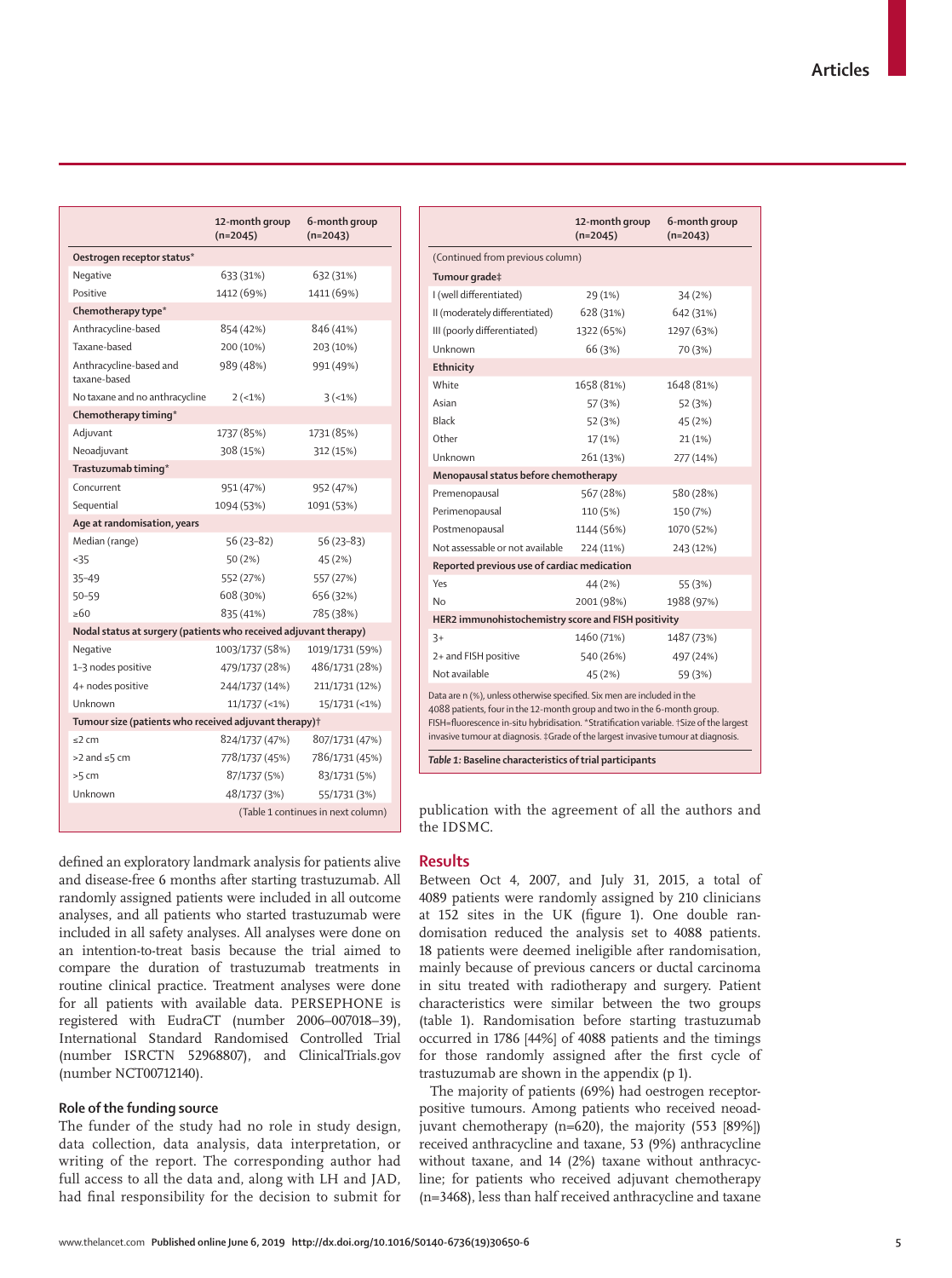| | 12-month group (n=2045) | 6-month group (n=2043) |
|---|---|---|
| **Oestrogen receptor status*** | | |
| Negative | 633 (31%) | 632 (31%) |
| Positive | 1412 (69%) | 1411 (69%) |
| **Chemotherapy type*** | | |
| Anthracycline-based | 854 (42%) | 846 (41%) |
| Taxane-based | 200 (10%) | 203 (10%) |
| Anthracycline-based and taxane-based | 989 (48%) | 991 (49%) |
| No taxane and no anthracycline | 2 (<1%) | 3 (<1%) |
| **Chemotherapy timing*** | | |
| Adjuvant | 1737 (85%) | 1731 (85%) |
| Neoadjuvant | 308 (15%) | 312 (15%) |
| **Trastuzumab timing*** | | |
| Concurrent | 951 (47%) | 952 (47%) |
| Sequential | 1094 (53%) | 1091 (53%) |
| **Age at randomisation, years** | | |
| Median (range) | 56 (23–82) | 56 (23–83) |
| <35 | 50 (2%) | 45 (2%) |
| 35–49 | 552 (27%) | 557 (27%) |
| 50–59 | 608 (30%) | 656 (32%) |
| ≥60 | 835 (41%) | 785 (38%) |
| **Nodal status at surgery (patients who received adjuvant therapy)** | | |
| Negative | 1003/1737 (58%) | 1019/1731 (59%) |
| 1–3 nodes positive | 479/1737 (28%) | 486/1731 (28%) |
| 4+ nodes positive | 244/1737 (14%) | 211/1731 (12%) |
| Unknown | 11/1737 (<1%) | 15/1731 (<1%) |
| **Tumour size (patients who received adjuvant therapy)†** | | |
| ≤2 cm | 824/1737 (47%) | 807/1731 (47%) |
| >2 and ≤5 cm | 778/1737 (45%) | 786/1731 (45%) |
| >5 cm | 87/1737 (5%) | 83/1731 (5%) |
| Unknown | 48/1737 (3%) | 55/1731 (3%) |
| **Tumour grade‡** | | |
| I (well differentiated) | 29 (1%) | 34 (2%) |
| II (moderately differentiated) | 628 (31%) | 642 (31%) |
| III (poorly differentiated) | 1322 (65%) | 1297 (63%) |
| Unknown | 66 (3%) | 70 (3%) |
| **Ethnicity** | | |
| White | 1658 (81%) | 1648 (81%) |
| Asian | 57 (3%) | 52 (3%) |
| Black | 52 (3%) | 45 (2%) |
| Other | 17 (1%) | 21 (1%) |
| Unknown | 261 (13%) | 277 (14%) |
| **Menopausal status before chemotherapy** | | |
| Premenopausal | 567 (28%) | 580 (28%) |
| Perimenopausal | 110 (5%) | 150 (7%) |
| Postmenopausal | 1144 (56%) | 1070 (52%) |
| Not assessable or not available | 224 (11%) | 243 (12%) |
| **Reported previous use of cardiac medication** | | |
| Yes | 44 (2%) | 55 (3%) |
| No | 2001 (98%) | 1988 (97%) |
| **HER2 immunohistochemistry score and FISH positivity** | | |
| 3+ | 1460 (71%) | 1487 (73%) |
| 2+ and FISH positive | 540 (26%) | 497 (24%) |
| Not available | 45 (2%) | 59 (3%) |

Data are n (%), unless otherwise specified. Six men are included in the 4088 patients, four in the 12-month group and two in the 6-month group. FISH=fluorescence in-situ hybridisation. *Stratification variable. †Size of the largest invasive tumour at diagnosis. ‡Grade of the largest invasive tumour at diagnosis.

*Table 1:* **Baseline characteristics of trial participants**

defined an exploratory landmark analysis for patients alive and disease-free 6 months after starting trastuzumab. All randomly assigned patients were included in all outcome analyses, and all patients who started trastuzumab were included in all safety analyses. All analyses were done on an intention-to-treat basis because the trial aimed to compare the duration of trastuzumab treatments in routine clinical practice. Treatment analyses were done for all patients with available data. PERSEPHONE is registered with EudraCT (number 2006–007018–39), International Standard Randomised Controlled Trial (number ISRCTN 52968807), and ClinicalTrials.gov (number NCT00712140).

### Role of the funding source

The funder of the study had no role in study design, data collection, data analysis, data interpretation, or writing of the report. The corresponding author had full access to all the data and, along with LH and JAD, had final responsibility for the decision to submit for publication with the agreement of all the authors and the IDSMC.

## Results

Between Oct 4, 2007, and July 31, 2015, a total of 4089 patients were randomly assigned by 210 clinicians at 152 sites in the UK (figure 1). One double randomisation reduced the analysis set to 4088 patients. 18 patients were deemed ineligible after randomisation, mainly because of previous cancers or ductal carcinoma in situ treated with radiotherapy and surgery. Patient characteristics were similar between the two groups (table 1). Randomisation before starting trastuzumab occurred in 1786 [44%] of 4088 patients and the timings for those randomly assigned after the first cycle of trastuzumab are shown in the appendix (p 1).

The majority of patients (69%) had oestrogen receptor-positive tumours. Among patients who received neoadjuvant chemotherapy (n=620), the majority (553 [89%]) received anthracycline and taxane, 53 (9%) anthracycline without taxane, and 14 (2%) taxane without anthracycline; for patients who received adjuvant chemotherapy (n=3468), less than half received anthracycline and taxane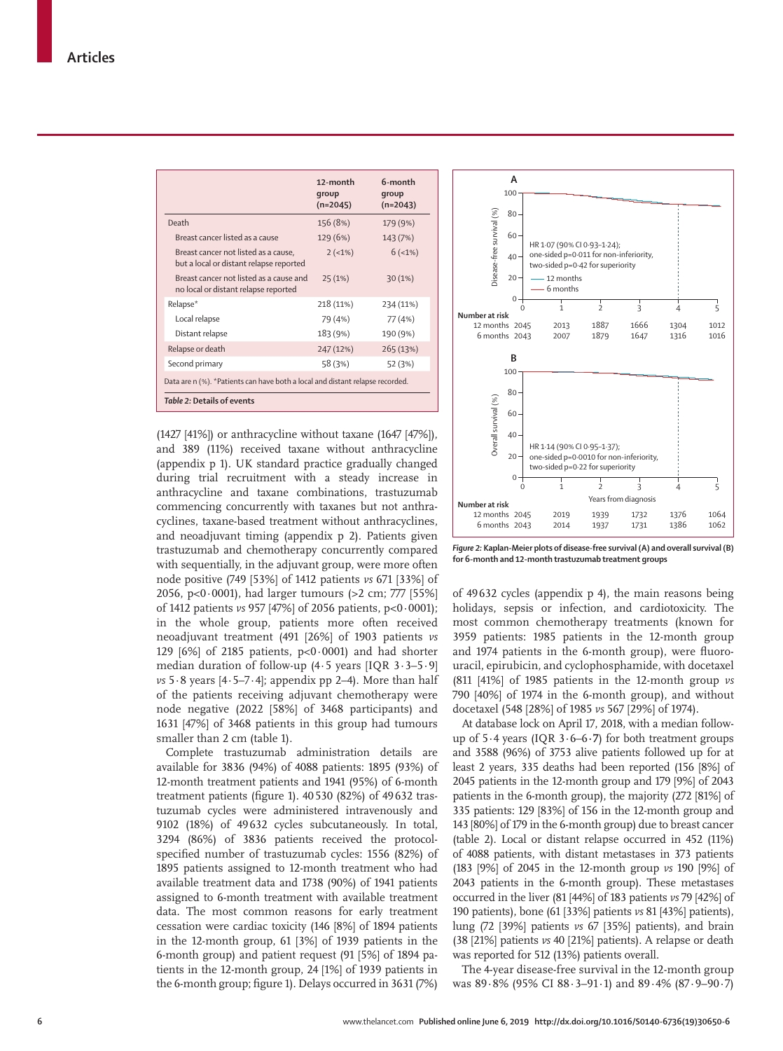| | 12-month group (n=2045) | 6-month group (n=2043) |
|---|---|---|
| Death | 156 (8%) | 179 (9%) |
| Breast cancer listed as a cause | 129 (6%) | 143 (7%) |
| Breast cancer not listed as a cause, but a local or distant relapse reported | 2 (<1%) | 6 (<1%) |
| Breast cancer not listed as a cause and no local or distant relapse reported | 25 (1%) | 30 (1%) |
| Relapse* | 218 (11%) | 234 (11%) |
| Local relapse | 79 (4%) | 77 (4%) |
| Distant relapse | 183 (9%) | 190 (9%) |
| Relapse or death | 247 (12%) | 265 (13%) |
| Second primary | 58 (3%) | 52 (3%) |

Data are n (%). *Patients can have both a local and distant relapse recorded.

*Table 2:* **Details of events**

(1427 [41%]) or anthracycline without taxane (1647 [47%]), and 389 (11%) received taxane without anthracycline (appendix p 1). UK standard practice gradually changed during trial recruitment with a steady increase in anthracycline and taxane combinations, trastuzumab commencing concurrently with taxanes but not anthracyclines, taxane-based treatment without anthracyclines, and neoadjuvant timing (appendix p 2). Patients given trastuzumab and chemotherapy concurrently compared with sequentially, in the adjuvant group, were more often node positive (749 [53%] of 1412 patients *vs* 671 [33%] of 2056, p<0·0001), had larger tumours (>2 cm; 777 [55%] of 1412 patients *vs* 957 [47%] of 2056 patients, p<0·0001); in the whole group, patients more often received neoadjuvant treatment (491 [26%] of 1903 patients *vs* 129 [6%] of 2185 patients, p<0·0001) and had shorter median duration of follow-up (4·5 years [IQR 3·3–5·9] *vs* 5·8 years [4·5–7·4]; appendix pp 2–4). More than half of the patients receiving adjuvant chemotherapy were node negative (2022 [58%] of 3468 participants) and 1631 [47%] of 3468 patients in this group had tumours smaller than 2 cm (table 1).

Complete trastuzumab administration details are available for 3836 (94%) of 4088 patients: 1895 (93%) of 12-month treatment patients and 1941 (95%) of 6-month treatment patients (figure 1). 40 530 (82%) of 49 632 trastuzumab cycles were administered intravenously and 9102 (18%) of 49 632 cycles subcutaneously. In total, 3294 (86%) of 3836 patients received the protocol-specified number of trastuzumab cycles: 1556 (82%) of 1895 patients assigned to 12-month treatment who had available treatment data and 1738 (90%) of 1941 patients assigned to 6-month treatment with available treatment data. The most common reasons for early treatment cessation were cardiac toxicity (146 [8%] of 1894 patients in the 12-month group, 61 [3%] of 1939 patients in the 6-month group) and patient request (91 [5%] of 1894 patients in the 12-month group, 24 [1%] of 1939 patients in the 6-month group; figure 1). Delays occurred in 3631 (7%) of 49 632 cycles (appendix p 4), the main reasons being holidays, sepsis or infection, and cardiotoxicity. The most common chemotherapy treatments (known for 3959 patients: 1985 patients in the 12-month group and 1974 patients in the 6-month group), were fluorouracil, epirubicin, and cyclophosphamide, with docetaxel (811 [41%] of 1985 patients in the 12-month group *vs* 790 [40%] of 1974 in the 6-month group), and without docetaxel (548 [28%] of 1985 *vs* 567 [29%] of 1974).

**Figure 2:** Kaplan-Meier plots of disease-free survival (A) and overall survival (B) for 6-month and 12-month trastuzumab treatment groups

A: HR 1·07 (90% CI 0·93–1·24); one-sided p=0·011 for non-inferiority, two-sided p=0·42 for superiority

| Number at risk | 0 | 1 | 2 | 3 | 4 | 5 |
|---|---|---|---|---|---|---|
| 12 months | 2045 | 2013 | 1887 | 1666 | 1304 | 1012 |
| 6 months | 2043 | 2007 | 1879 | 1647 | 1316 | 1016 |

B: HR 1·14 (90% CI 0·95–1·37); one-sided p=0·0010 for non-inferiority, two-sided p=0·22 for superiority

| Number at risk | 0 | 1 | 2 | 3 | 4 | 5 |
|---|---|---|---|---|---|---|
| 12 months | 2045 | 2019 | 1939 | 1732 | 1376 | 1064 |
| 6 months | 2043 | 2014 | 1937 | 1731 | 1386 | 1062 |

At database lock on April 17, 2018, with a median follow-up of 5·4 years (IQR 3·6–6·7) for both treatment groups and 3588 (96%) of 3753 alive patients followed up for at least 2 years, 335 deaths had been reported (156 [8%] of 2045 patients in the 12-month group and 179 [9%] of 2043 patients in the 6-month group), the majority (272 [81%] of 335 patients: 129 [83%] of 156 in the 12-month group and 143 [80%] of 179 in the 6-month group) due to breast cancer (table 2). Local or distant relapse occurred in 452 (11%) of 4088 patients, with distant metastases in 373 patients (183 [9%] of 2045 in the 12-month group *vs* 190 [9%] of 2043 patients in the 6-month group). These metastases occurred in the liver (81 [44%] of 183 patients *vs* 79 [42%] of 190 patients), bone (61 [33%] patients *vs* 81 [43%] patients), lung (72 [39%] patients *vs* 67 [35%] patients), and brain (38 [21%] patients *vs* 40 [21%] patients). A relapse or death was reported for 512 (13%) patients overall.

The 4-year disease-free survival in the 12-month group was 89·8% (95% CI 88·3–91·1) and 89·4% (87·9–90·7)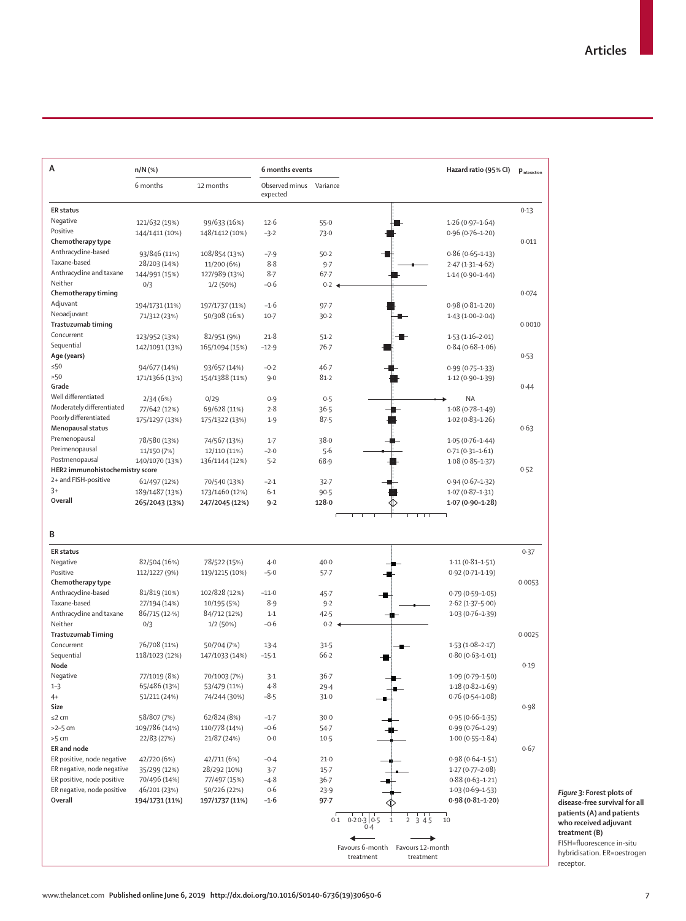**A**

| | n/N (%) | | 6 months events | | Hazard ratio (95% CI) | $p_{interaction}$ |
|---|---|---|---|---|---|---|
| | 6 months | 12 months | Observed minus expected | Variance | | |
| **ER status** | | | | | | 0·13 |
| Negative | 121/632 (19%) | 99/633 (16%) | 12·6 | 55·0 | 1·26 (0·97–1·64) | |
| Positive | 144/1411 (10%) | 148/1412 (10%) | −3·2 | 73·0 | 0·96 (0·76–1·20) | |
| **Chemotherapy type** | | | | | | 0·011 |
| Anthracycline-based | 93/846 (11%) | 108/854 (13%) | −7·9 | 50·2 | 0·86 (0·65–1·13) | |
| Taxane-based | 28/203 (14%) | 11/200 (6%) | 8·8 | 9·7 | 2·47 (1·31–4·62) | |
| Anthracycline and taxane | 144/991 (15%) | 127/989 (13%) | 8·7 | 67·7 | 1·14 (0·90–1·44) | |
| Neither | 0/3 | 1/2 (50%) | −0·6 | 0·2 | | |
| **Chemotherapy timing** | | | | | | 0·074 |
| Adjuvant | 194/1731 (11%) | 197/1737 (11%) | −1·6 | 97·7 | 0·98 (0·81–1·20) | |
| Neoadjuvant | 71/312 (23%) | 50/308 (16%) | 10·7 | 30·2 | 1·43 (1·00–2·04) | |
| **Trastuzumab timing** | | | | | | 0·0010 |
| Concurrent | 123/952 (13%) | 82/951 (9%) | 21·8 | 51·2 | 1·53 (1·16–2·01) | |
| Sequential | 142/1091 (13%) | 165/1094 (15%) | −12·9 | 76·7 | 0·84 (0·68–1·06) | |
| **Age (years)** | | | | | | 0·53 |
| ≤50 | 94/677 (14%) | 93/657 (14%) | −0·2 | 46·7 | 0·99 (0·75–1·33) | |
| >50 | 171/1366 (13%) | 154/1388 (11%) | 9·0 | 81·2 | 1·12 (0·90–1·39) | |
| **Grade** | | | | | | 0·44 |
| Well differentiated | 2/34 (6%) | 0/29 | 0·9 | 0·5 | NA | |
| Moderately differentiated | 77/642 (12%) | 69/628 (11%) | 2·8 | 36·5 | 1·08 (0·78–1·49) | |
| Poorly differentiated | 175/1297 (13%) | 175/1322 (13%) | 1·9 | 87·5 | 1·02 (0·83–1·26) | |
| **Menopausal status** | | | | | | 0·63 |
| Premenopausal | 78/580 (13%) | 74/567 (13%) | 1·7 | 38·0 | 1·05 (0·76–1·44) | |
| Perimenopausal | 11/150 (7%) | 12/110 (11%) | −2·0 | 5·6 | 0·71 (0·31–1·61) | |
| Postmenopausal | 140/1070 (13%) | 136/1144 (12%) | 5·2 | 68·9 | 1·08 (0·85–1·37) | |
| **HER2 immunohistochemistry score** | | | | | | 0·52 |
| 2+ and FISH-positive | 61/497 (12%) | 70/540 (13%) | −2·1 | 32·7 | 0·94 (0·67–1·32) | |
| 3+ | 189/1487 (13%) | 173/1460 (12%) | 6·1 | 90·5 | 1·07 (0·87–1·31) | |
| **Overall** | **265/2043 (13%)** | **247/2045 (12%)** | **9·2** | **128·0** | **1·07 (0·90–1·28)** | |

**B**

| | 6 months | 12 months | Observed minus expected | Variance | Hazard ratio (95% CI) | $p_{interaction}$ |
|---|---|---|---|---|---|---|
| **ER status** | | | | | | 0·37 |
| Negative | 82/504 (16%) | 78/522 (15%) | 4·0 | 40·0 | 1·11 (0·81–1·51) | |
| Positive | 112/1227 (9%) | 119/1215 (10%) | −5·0 | 57·7 | 0·92 (0·71–1·19) | |
| **Chemotherapy type** | | | | | | 0·0053 |
| Anthracycline-based | 81/819 (10%) | 102/828 (12%) | −11·0 | 45·7 | 0·79 (0·59–1·05) | |
| Taxane-based | 27/194 (14%) | 10/195 (5%) | 8·9 | 9·2 | 2·62 (1·37–5·00) | |
| Anthracycline and taxane | 86/715 (12·%) | 84/712 (12%) | 1·1 | 42·5 | 1·03 (0·76–1·39) | |
| Neither | 0/3 | 1/2 (50%) | −0·6 | 0·2 | | |
| **Trastuzumab Timing** | | | | | | 0·0025 |
| Concurrent | 76/708 (11%) | 50/704 (7%) | 13·4 | 31·5 | 1·53 (1·08–2·17) | |
| Sequential | 118/1023 (12%) | 147/1033 (14%) | −15·1 | 66·2 | 0·80 (0·63–1·01) | |
| **Node** | | | | | | 0·19 |
| Negative | 77/1019 (8%) | 70/1003 (7%) | 3·1 | 36·7 | 1·09 (0·79–1·50) | |
| 1–3 | 65/486 (13%) | 53/479 (11%) | 4·8 | 29·4 | 1·18 (0·82–1·69) | |
| 4+ | 51/211 (24%) | 74/244 (30%) | −8·5 | 31·0 | 0·76 (0·54–1·08) | |
| **Size** | | | | | | 0·98 |
| ≤2 cm | 58/807 (7%) | 62/824 (8%) | −1·7 | 30·0 | 0·95 (0·66–1·35) | |
| >2–5 cm | 109/786 (14%) | 110/778 (14%) | −0·6 | 54·7 | 0·99 (0·76–1·29) | |
| >5 cm | 22/83 (27%) | 21/87 (24%) | 0·0 | 10·5 | 1·00 (0·55–1·84) | |
| **ER and node** | | | | | | 0·67 |
| ER positive, node negative | 42/720 (6%) | 42/711 (6%) | −0·4 | 21·0 | 0·98 (0·64–1·51) | |
| ER negative, node negative | 35/299 (12%) | 28/292 (10%) | 3·7 | 15·7 | 1·27 (0·77–2·08) | |
| ER positive, node positive | 70/496 (14%) | 77/497 (15%) | −4·8 | 36·7 | 0·88 (0·63–1·21) | |
| ER negative, node positive | 46/201 (23%) | 50/226 (22%) | 0·6 | 23·9 | 1·03 (0·69–1·53) | |
| **Overall** | **194/1731 (11%)** | **197/1737 (11%)** | **−1·6** | **97·7** | **0·98 (0·81–1·20)** | |

← Favours 6-month treatment | Favours 12-month treatment →

*Figure 3:* **Forest plots of disease-free survival for all patients (A) and patients who received adjuvant treatment (B)**
FISH=fluorescence in-situ hybridisation. ER=oestrogen receptor.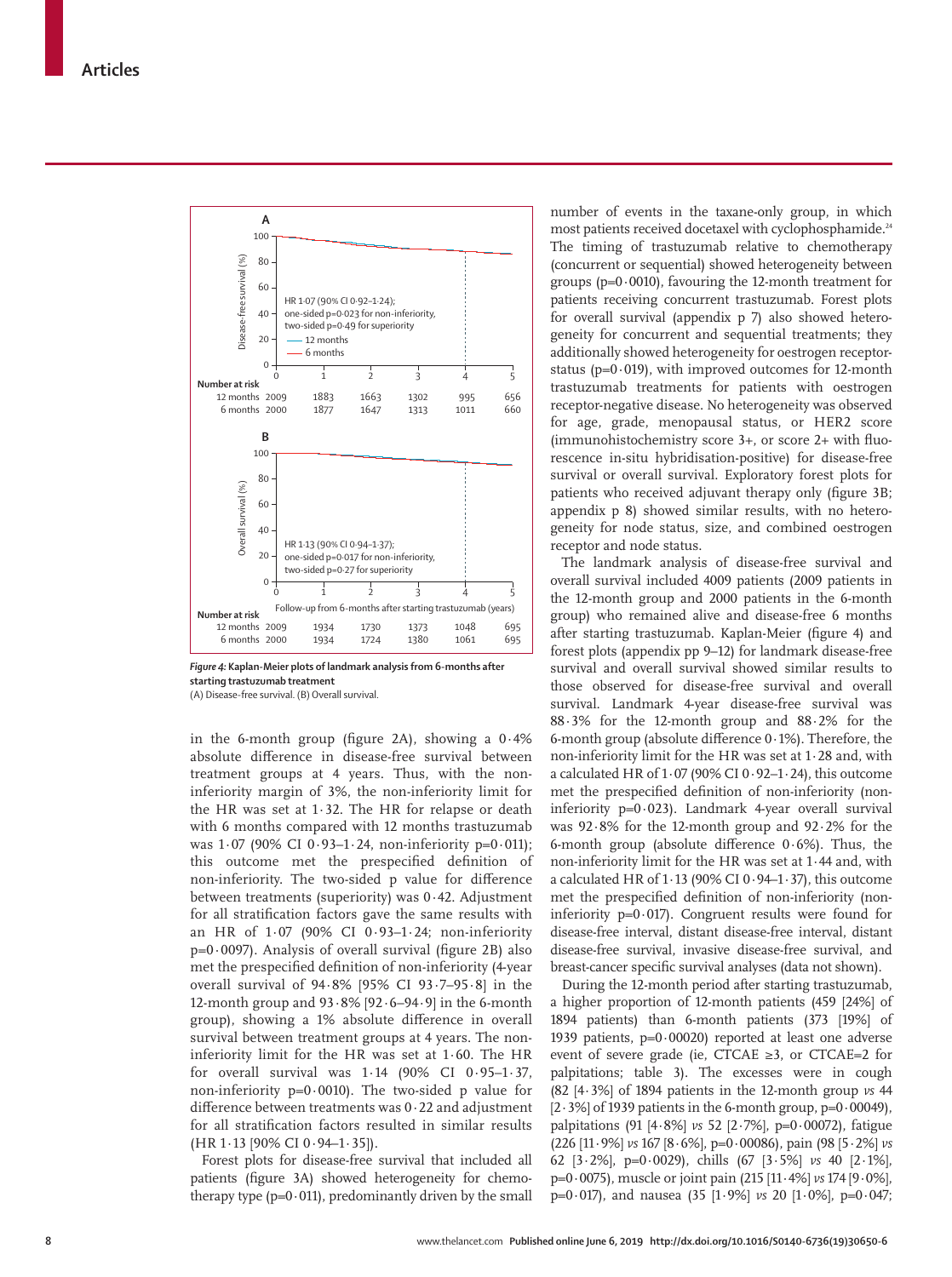A

HR 1·07 (90% CI 0·92–1·24); one-sided p=0·023 for non-inferiority, two-sided p=0·49 for superiority

— 12 months
— 6 months

Disease-free survival (%)

| Number at risk | 0 | 1 | 2 | 3 | 4 | 5 |
|---|---|---|---|---|---|---|
| 12 months | 2009 | 1883 | 1663 | 1302 | 995 | 656 |
| 6 months | 2000 | 1877 | 1647 | 1313 | 1011 | 660 |

B

HR 1·13 (90% CI 0·94–1·37); one-sided p=0·017 for non-inferiority, two-sided p=0·27 for superiority

Overall survival (%)

Follow-up from 6-months after starting trastuzumab (years)

| Number at risk | 0 | 1 | 2 | 3 | 4 | 5 |
|---|---|---|---|---|---|---|
| 12 months | 2009 | 1934 | 1730 | 1373 | 1048 | 695 |
| 6 months | 2000 | 1934 | 1724 | 1380 | 1061 | 695 |

**Figure 4: Kaplan-Meier plots of landmark analysis from 6-months after starting trastuzumab treatment**
(A) Disease-free survival. (B) Overall survival.

in the 6-month group (figure 2A), showing a 0·4% absolute difference in disease-free survival between treatment groups at 4 years. Thus, with the non-inferiority margin of 3%, the non-inferiority limit for the HR was set at 1·32. The HR for relapse or death with 6 months compared with 12 months trastuzumab was 1·07 (90% CI 0·93–1·24, non-inferiority p=0·011); this outcome met the prespecified definition of non-inferiority. The two-sided p value for difference between treatments (superiority) was 0·42. Adjustment for all stratification factors gave the same results with an HR of 1·07 (90% CI 0·93–1·24; non-inferiority p=0·0097). Analysis of overall survival (figure 2B) also met the prespecified definition of non-inferiority (4-year overall survival of 94·8% [95% CI 93·7–95·8] in the 12-month group and 93·8% [92·6–94·9] in the 6-month group), showing a 1% absolute difference in overall survival between treatment groups at 4 years. The non-inferiority limit for the HR was set at 1·60. The HR for overall survival was 1·14 (90% CI 0·95–1·37, non-inferiority p=0·0010). The two-sided p value for difference between treatments was 0·22 and adjustment for all stratification factors resulted in similar results (HR 1·13 [90% CI 0·94–1·35]).

Forest plots for disease-free survival that included all patients (figure 3A) showed heterogeneity for chemotherapy type (p=0·011), predominantly driven by the small number of events in the taxane-only group, in which most patients received docetaxel with cyclophosphamide.[24] The timing of trastuzumab relative to chemotherapy (concurrent or sequential) showed heterogeneity between groups (p=0·0010), favouring the 12-month treatment for patients receiving concurrent trastuzumab. Forest plots for overall survival (appendix p 7) also showed heterogeneity for concurrent and sequential treatments; they additionally showed heterogeneity for oestrogen receptor-status (p=0·019), with improved outcomes for 12-month trastuzumab treatments for patients with oestrogen receptor-negative disease. No heterogeneity was observed for age, grade, menopausal status, or HER2 score (immunohistochemistry score 3+, or score 2+ with fluorescence in-situ hybridisation-positive) for disease-free survival or overall survival. Exploratory forest plots for patients who received adjuvant therapy only (figure 3B; appendix p 8) showed similar results, with no heterogeneity for node status, size, and combined oestrogen receptor and node status.

The landmark analysis of disease-free survival and overall survival included 4009 patients (2009 patients in the 12-month group and 2000 patients in the 6-month group) who remained alive and disease-free 6 months after starting trastuzumab. Kaplan-Meier (figure 4) and forest plots (appendix pp 9–12) for landmark disease-free survival and overall survival showed similar results to those observed for disease-free survival and overall survival. Landmark 4-year disease-free survival was 88·3% for the 12-month group and 88·2% for the 6-month group (absolute difference 0·1%). Therefore, the non-inferiority limit for the HR was set at 1·28 and, with a calculated HR of 1·07 (90% CI 0·92–1·24), this outcome met the prespecified definition of non-inferiority (non-inferiority p=0·023). Landmark 4-year overall survival was 92·8% for the 12-month group and 92·2% for the 6-month group (absolute difference 0·6%). Thus, the non-inferiority limit for the HR was set at 1·44 and, with a calculated HR of 1·13 (90% CI 0·94–1·37), this outcome met the prespecified definition of non-inferiority (non-inferiority p=0·017). Congruent results were found for disease-free interval, distant disease-free interval, distant disease-free survival, invasive disease-free survival, and breast-cancer specific survival analyses (data not shown).

During the 12-month period after starting trastuzumab, a higher proportion of 12-month patients (459 [24%] of 1894 patients) than 6-month patients (373 [19%] of 1939 patients, p=0·00020) reported at least one adverse event of severe grade (ie, CTCAE ≥3, or CTCAE=2 for palpitations; table 3). The excesses were in cough (82 [4·3%] of 1894 patients in the 12-month group *vs* 44 [2·3%] of 1939 patients in the 6-month group, p=0·00049), palpitations (91 [4·8%] *vs* 52 [2·7%], p=0·00072), fatigue (226 [11·9%] *vs* 167 [8·6%], p=0·00086), pain (98 [5·2%] *vs* 62 [3·2%], p=0·0029), chills (67 [3·5%] *vs* 40 [2·1%], p=0·0075), muscle or joint pain (215 [11·4%] *vs* 174 [9·0%], p=0·017), and nausea (35 [1·9%] *vs* 20 [1·0%], p=0·047;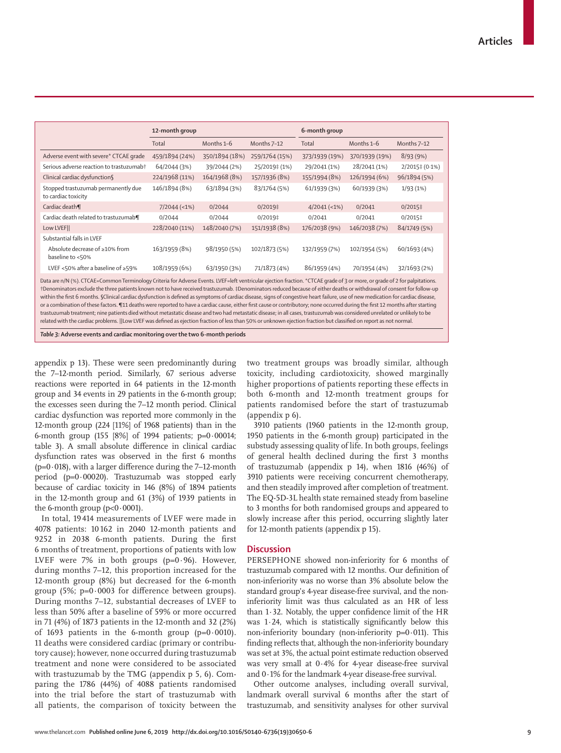| | 12-month group | | | 6-month group | | |
|---|---|---|---|---|---|---|
| | Total | Months 1–6 | Months 7–12 | Total | Months 1–6 | Months 7–12 |
| Adverse event with severe* CTCAE grade | 459/1894 (24%) | 350/1894 (18%) | 259/1764 (15%) | 373/1939 (19%) | 370/1939 (19%) | 8/93 (9%) |
| Serious adverse reaction to trastuzumab† | 64/2044 (3%) | 39/2044 (2%) | 25/2019‡ (1%) | 29/2041 (1%) | 28/2041 (1%) | 2/2015‡ (0·1%) |
| Clinical cardiac dysfunction§ | 224/1968 (11%) | 164/1968 (8%) | 157/1936 (8%) | 155/1994 (8%) | 126/1994 (6%) | 96/1894 (5%) |
| Stopped trastuzumab permanently due to cardiac toxicity | 146/1894 (8%) | 63/1894 (3%) | 83/1764 (5%) | 61/1939 (3%) | 60/1939 (3%) | 1/93 (1%) |
| Cardiac death¶ | 7/2044 (<1%) | 0/2044 | 0/2019‡ | 4/2041 (<1%) | 0/2041 | 0/2015‡ |
| Cardiac death related to trastuzumab¶ | 0/2044 | 0/2044 | 0/2019‡ | 0/2041 | 0/2041 | 0/2015‡ |
| Low LVEF‖ | 228/2040 (11%) | 148/2040 (7%) | 151/1938 (8%) | 176/2038 (9%) | 146/2038 (7%) | 84/1749 (5%) |
| Substantial falls in LVEF | | | | | | |
| Absolute decrease of ≥10% from baseline to <50% | 163/1959 (8%) | 98/1950 (5%) | 102/1873 (5%) | 132/1959 (7%) | 102/1954 (5%) | 60/1693 (4%) |
| LVEF <50% after a baseline of ≥59% | 108/1959 (6%) | 63/1950 (3%) | 71/1873 (4%) | 86/1959 (4%) | 70/1954 (4%) | 32/1693 (2%) |

Data are n/N (%). CTCAE=Common Terminology Criteria for Adverse Events. LVEF=left ventricular ejection fraction. *CTCAE grade of 3 or more, or grade of 2 for palpitations. †Denominators exclude the three patients known not to have received trastuzumab. ‡Denominators reduced because of either deaths or withdrawal of consent for follow-up within the first 6 months. §Clinical cardiac dysfunction is defined as symptoms of cardiac disease, signs of congestive heart failure, use of new medication for cardiac disease, or a combination of these factors. ¶11 deaths were reported to have a cardiac cause, either first cause or contributory; none occurred during the first 12 months after starting trastuzumab treatment; nine patients died without metastatic disease and two had metastatic disease; in all cases, trastuzumab was considered unrelated or unlikely to be related with the cardiac problems. ‖Low LVEF was defined as ejection fraction of less than 50% or unknown ejection fraction but classified on report as not normal.

*Table 3:* **Adverse events and cardiac monitoring over the two 6-month periods**

appendix p 13). These were seen predominantly during the 7–12-month period. Similarly, 67 serious adverse reactions were reported in 64 patients in the 12-month group and 34 events in 29 patients in the 6-month group; the excesses seen during the 7–12 month period. Clinical cardiac dysfunction was reported more commonly in the 12-month group (224 [11%] of 1968 patients) than in the 6-month group (155 [8%] of 1994 patients; p=0·00014; table 3). A small absolute difference in clinical cardiac dysfunction rates was observed in the first 6 months (p=0·018), with a larger difference during the 7–12-month period (p=0·00020). Trastuzumab was stopped early because of cardiac toxicity in 146 (8%) of 1894 patients in the 12-month group and 61 (3%) of 1939 patients in the 6-month group (p<0·0001).

In total, 19 414 measurements of LVEF were made in 4078 patients: 10 162 in 2040 12-month patients and 9252 in 2038 6-month patients. During the first 6 months of treatment, proportions of patients with low LVEF were 7% in both groups (p=0·96). However, during months 7–12, this proportion increased for the 12-month group (8%) but decreased for the 6-month group (5%; p=0·0003 for difference between groups). During months 7–12, substantial decreases of LVEF to less than 50% after a baseline of 59% or more occurred in 71 (4%) of 1873 patients in the 12-month and 32 (2%) of 1693 patients in the 6-month group (p=0·0010). 11 deaths were considered cardiac (primary or contributory cause); however, none occurred during trastuzumab treatment and none were considered to be associated with trastuzumab by the TMG (appendix p 5, 6). Comparing the 1786 (44%) of 4088 patients randomised into the trial before the start of trastuzumab with all patients, the comparison of toxicity between the two treatment groups was broadly similar, although toxicity, including cardiotoxicity, showed marginally higher proportions of patients reporting these effects in both 6-month and 12-month treatment groups for patients randomised before the start of trastuzumab (appendix p 6).

3910 patients (1960 patients in the 12-month group, 1950 patients in the 6-month group) participated in the substudy assessing quality of life. In both groups, feelings of general health declined during the first 3 months of trastuzumab (appendix p 14), when 1816 (46%) of 3910 patients were receiving concurrent chemotherapy, and then steadily improved after completion of treatment. The EQ-5D-3L health state remained steady from baseline to 3 months for both randomised groups and appeared to slowly increase after this period, occurring slightly later for 12-month patients (appendix p 15).

## Discussion

PERSEPHONE showed non-inferiority for 6 months of trastuzumab compared with 12 months. Our definition of non-inferiority was no worse than 3% absolute below the standard group's 4-year disease-free survival, and the non-inferiority limit was thus calculated as an HR of less than 1·32. Notably, the upper confidence limit of the HR was 1·24, which is statistically significantly below this non-inferiority boundary (non-inferiority p=0·011). This finding reflects that, although the non-inferiority boundary was set at 3%, the actual point estimate reduction observed was very small at 0·4% for 4-year disease-free survival and 0·1% for the landmark 4-year disease-free survival.

Other outcome analyses, including overall survival, landmark overall survival 6 months after the start of trastuzumab, and sensitivity analyses for other survival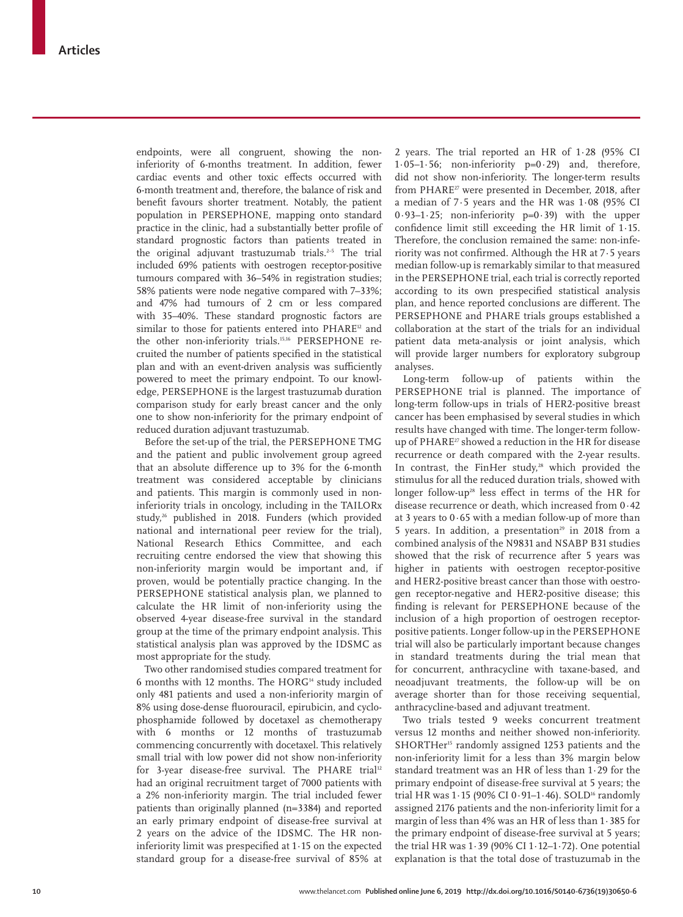endpoints, were all congruent, showing the non-inferiority of 6-months treatment. In addition, fewer cardiac events and other toxic effects occurred with 6-month treatment and, therefore, the balance of risk and benefit favours shorter treatment. Notably, the patient population in PERSEPHONE, mapping onto standard practice in the clinic, had a substantially better profile of standard prognostic factors than patients treated in the original adjuvant trastuzumab trials.[2–5] The trial included 69% patients with oestrogen receptor-positive tumours compared with 36–54% in registration studies; 58% patients were node negative compared with 7–33%; and 47% had tumours of 2 cm or less compared with 35–40%. These standard prognostic factors are similar to those for patients entered into PHARE[12] and the other non-inferiority trials.[15,16] PERSEPHONE recruited the number of patients specified in the statistical plan and with an event-driven analysis was sufficiently powered to meet the primary endpoint. To our knowledge, PERSEPHONE is the largest trastuzumab duration comparison study for early breast cancer and the only one to show non-inferiority for the primary endpoint of reduced duration adjuvant trastuzumab.

Before the set-up of the trial, the PERSEPHONE TMG and the patient and public involvement group agreed that an absolute difference up to 3% for the 6-month treatment was considered acceptable by clinicians and patients. This margin is commonly used in non-inferiority trials in oncology, including in the TAILORx study,[26] published in 2018. Funders (which provided national and international peer review for the trial), National Research Ethics Committee, and each recruiting centre endorsed the view that showing this non-inferiority margin would be important and, if proven, would be potentially practice changing. In the PERSEPHONE statistical analysis plan, we planned to calculate the HR limit of non-inferiority using the observed 4-year disease-free survival in the standard group at the time of the primary endpoint analysis. This statistical analysis plan was approved by the IDSMC as most appropriate for the study.

Two other randomised studies compared treatment for 6 months with 12 months. The HORG[14] study included only 481 patients and used a non-inferiority margin of 8% using dose-dense fluorouracil, epirubicin, and cyclophosphamide followed by docetaxel as chemotherapy with 6 months or 12 months of trastuzumab commencing concurrently with docetaxel. This relatively small trial with low power did not show non-inferiority for 3-year disease-free survival. The PHARE trial[12] had an original recruitment target of 7000 patients with a 2% non-inferiority margin. The trial included fewer patients than originally planned (n=3384) and reported an early primary endpoint of disease-free survival at 2 years on the advice of the IDSMC. The HR non-inferiority limit was prespecified at 1·15 on the expected standard group for a disease-free survival of 85% at 2 years. The trial reported an HR of 1·28 (95% CI 1·05–1·56; non-inferiority p=0·29) and, therefore, did not show non-inferiority. The longer-term results from PHARE[27] were presented in December, 2018, after a median of 7·5 years and the HR was 1·08 (95% CI 0·93–1·25; non-inferiority p=0·39) with the upper confidence limit still exceeding the HR limit of 1·15. Therefore, the conclusion remained the same: non-inferiority was not confirmed. Although the HR at 7·5 years median follow-up is remarkably similar to that measured in the PERSEPHONE trial, each trial is correctly reported according to its own prespecified statistical analysis plan, and hence reported conclusions are different. The PERSEPHONE and PHARE trials groups established a collaboration at the start of the trials for an individual patient data meta-analysis or joint analysis, which will provide larger numbers for exploratory subgroup analyses.

Long-term follow-up of patients within the PERSEPHONE trial is planned. The importance of long-term follow-ups in trials of HER2-positive breast cancer has been emphasised by several studies in which results have changed with time. The longer-term follow-up of PHARE[27] showed a reduction in the HR for disease recurrence or death compared with the 2-year results. In contrast, the FinHer study,[28] which provided the stimulus for all the reduced duration trials, showed with longer follow-up[28] less effect in terms of the HR for disease recurrence or death, which increased from 0·42 at 3 years to 0·65 with a median follow-up of more than 5 years. In addition, a presentation[29] in 2018 from a combined analysis of the N9831 and NSABP B31 studies showed that the risk of recurrence after 5 years was higher in patients with oestrogen receptor-positive and HER2-positive breast cancer than those with oestrogen receptor-negative and HER2-positive disease; this finding is relevant for PERSEPHONE because of the inclusion of a high proportion of oestrogen receptor-positive patients. Longer follow-up in the PERSEPHONE trial will also be particularly important because changes in standard treatments during the trial mean that for concurrent, anthracycline with taxane-based, and neoadjuvant treatments, the follow-up will be on average shorter than for those receiving sequential, anthracycline-based and adjuvant treatment.

Two trials tested 9 weeks concurrent treatment versus 12 months and neither showed non-inferiority. SHORTHer[15] randomly assigned 1253 patients and the non-inferiority limit for a less than 3% margin below standard treatment was an HR of less than 1·29 for the primary endpoint of disease-free survival at 5 years; the trial HR was 1·15 (90% CI 0·91–1·46). SOLD[16] randomly assigned 2176 patients and the non-inferiority limit for a margin of less than 4% was an HR of less than 1·385 for the primary endpoint of disease-free survival at 5 years; the trial HR was 1·39 (90% CI 1·12–1·72). One potential explanation is that the total dose of trastuzumab in the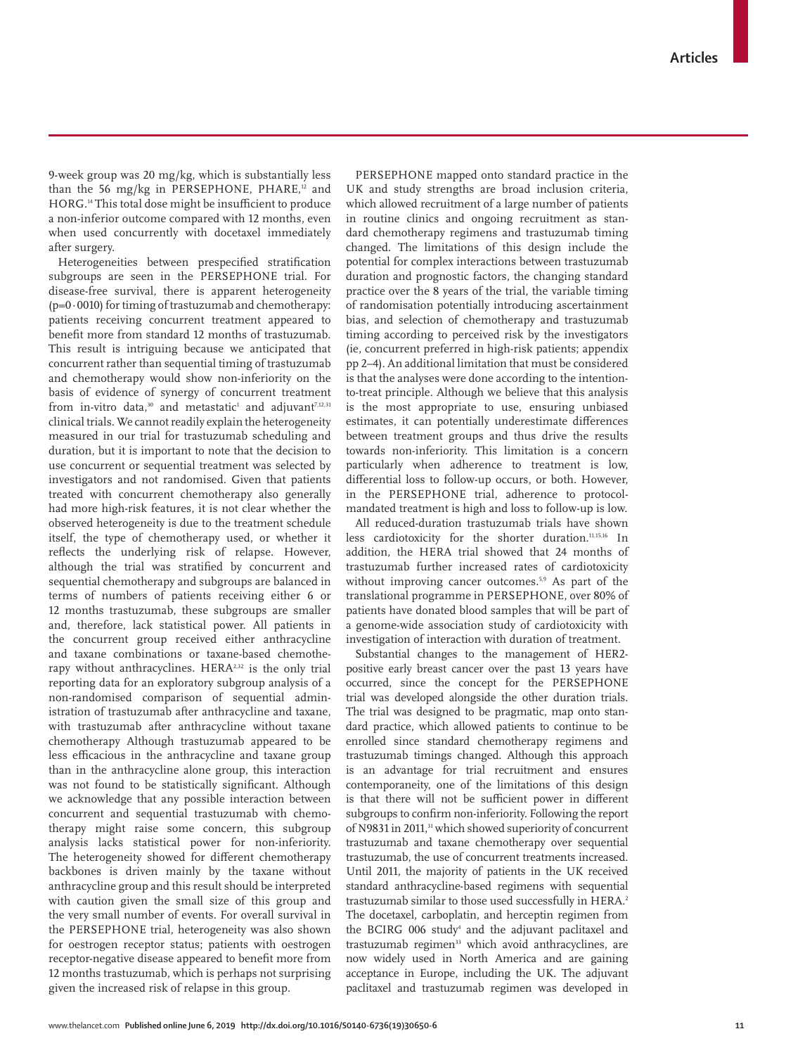9-week group was 20 mg/kg, which is substantially less than the 56 mg/kg in PERSEPHONE, PHARE,[12] and HORG.[14] This total dose might be insufficient to produce a non-inferior outcome compared with 12 months, even when used concurrently with docetaxel immediately after surgery.

Heterogeneities between prespecified stratification subgroups are seen in the PERSEPHONE trial. For disease-free survival, there is apparent heterogeneity (p=0·0010) for timing of trastuzumab and chemotherapy: patients receiving concurrent treatment appeared to benefit more from standard 12 months of trastuzumab. This result is intriguing because we anticipated that concurrent rather than sequential timing of trastuzumab and chemotherapy would show non-inferiority on the basis of evidence of synergy of concurrent treatment from in-vitro data,[30] and metastatic[1] and adjuvant[7,12,31] clinical trials. We cannot readily explain the heterogeneity measured in our trial for trastuzumab scheduling and duration, but it is important to note that the decision to use concurrent or sequential treatment was selected by investigators and not randomised. Given that patients treated with concurrent chemotherapy also generally had more high-risk features, it is not clear whether the observed heterogeneity is due to the treatment schedule itself, the type of chemotherapy used, or whether it reflects the underlying risk of relapse. However, although the trial was stratified by concurrent and sequential chemotherapy and subgroups are balanced in terms of numbers of patients receiving either 6 or 12 months trastuzumab, these subgroups are smaller and, therefore, lack statistical power. All patients in the concurrent group received either anthracycline and taxane combinations or taxane-based chemotherapy without anthracyclines. HERA[2,32] is the only trial reporting data for an exploratory subgroup analysis of a non-randomised comparison of sequential administration of trastuzumab after anthracycline and taxane, with trastuzumab after anthracycline without taxane chemotherapy Although trastuzumab appeared to be less efficacious in the anthracycline and taxane group than in the anthracycline alone group, this interaction was not found to be statistically significant. Although we acknowledge that any possible interaction between concurrent and sequential trastuzumab with chemotherapy might raise some concern, this subgroup analysis lacks statistical power for non-inferiority. The heterogeneity showed for different chemotherapy backbones is driven mainly by the taxane without anthracycline group and this result should be interpreted with caution given the small size of this group and the very small number of events. For overall survival in the PERSEPHONE trial, heterogeneity was also shown for oestrogen receptor status; patients with oestrogen receptor-negative disease appeared to benefit more from 12 months trastuzumab, which is perhaps not surprising given the increased risk of relapse in this group.

PERSEPHONE mapped onto standard practice in the UK and study strengths are broad inclusion criteria, which allowed recruitment of a large number of patients in routine clinics and ongoing recruitment as standard chemotherapy regimens and trastuzumab timing changed. The limitations of this design include the potential for complex interactions between trastuzumab duration and prognostic factors, the changing standard practice over the 8 years of the trial, the variable timing of randomisation potentially introducing ascertainment bias, and selection of chemotherapy and trastuzumab timing according to perceived risk by the investigators (ie, concurrent preferred in high-risk patients; appendix pp 2–4). An additional limitation that must be considered is that the analyses were done according to the intention-to-treat principle. Although we believe that this analysis is the most appropriate to use, ensuring unbiased estimates, it can potentially underestimate differences between treatment groups and thus drive the results towards non-inferiority. This limitation is a concern particularly when adherence to treatment is low, differential loss to follow-up occurs, or both. However, in the PERSEPHONE trial, adherence to protocol-mandated treatment is high and loss to follow-up is low.

All reduced-duration trastuzumab trials have shown less cardiotoxicity for the shorter duration.[11,15,16] In addition, the HERA trial showed that 24 months of trastuzumab further increased rates of cardiotoxicity without improving cancer outcomes.[5,9] As part of the translational programme in PERSEPHONE, over 80% of patients have donated blood samples that will be part of a genome-wide association study of cardiotoxicity with investigation of interaction with duration of treatment.

Substantial changes to the management of HER2-positive early breast cancer over the past 13 years have occurred, since the concept for the PERSEPHONE trial was developed alongside the other duration trials. The trial was designed to be pragmatic, map onto standard practice, which allowed patients to continue to be enrolled since standard chemotherapy regimens and trastuzumab timings changed. Although this approach is an advantage for trial recruitment and ensures contemporaneity, one of the limitations of this design is that there will not be sufficient power in different subgroups to confirm non-inferiority. Following the report of N9831 in 2011,[31] which showed superiority of concurrent trastuzumab and taxane chemotherapy over sequential trastuzumab, the use of concurrent treatments increased. Until 2011, the majority of patients in the UK received standard anthracycline-based regimens with sequential trastuzumab similar to those used successfully in HERA.[2] The docetaxel, carboplatin, and herceptin regimen from the BCIRG 006 study[4] and the adjuvant paclitaxel and trastuzumab regimen[33] which avoid anthracyclines, are now widely used in North America and are gaining acceptance in Europe, including the UK. The adjuvant paclitaxel and trastuzumab regimen was developed in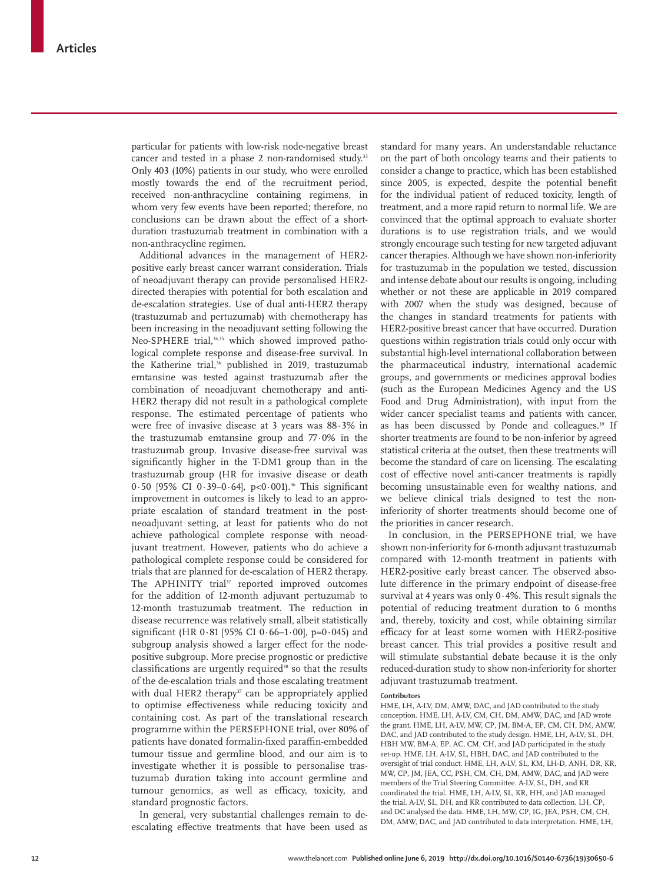particular for patients with low-risk node-negative breast cancer and tested in a phase 2 non-randomised study.[33] Only 403 (10%) patients in our study, who were enrolled mostly towards the end of the recruitment period, received non-anthracycline containing regimens, in whom very few events have been reported; therefore, no conclusions can be drawn about the effect of a short-duration trastuzumab treatment in combination with a non-anthracycline regimen.

Additional advances in the management of HER2-positive early breast cancer warrant consideration. Trials of neoadjuvant therapy can provide personalised HER2-directed therapies with potential for both escalation and de-escalation strategies. Use of dual anti-HER2 therapy (trastuzumab and pertuzumab) with chemotherapy has been increasing in the neoadjuvant setting following the Neo-SPHERE trial,[34,35] which showed improved pathological complete response and disease-free survival. In the Katherine trial,[36] published in 2019, trastuzumab emtansine was tested against trastuzumab after the combination of neoadjuvant chemotherapy and anti-HER2 therapy did not result in a pathological complete response. The estimated percentage of patients who were free of invasive disease at 3 years was 88·3% in the trastuzumab emtansine group and 77·0% in the trastuzumab group. Invasive disease-free survival was significantly higher in the T-DM1 group than in the trastuzumab group (HR for invasive disease or death 0·50 [95% CI 0·39–0·64], p<0·001).[36] This significant improvement in outcomes is likely to lead to an appropriate escalation of standard treatment in the post-neoadjuvant setting, at least for patients who do not achieve pathological complete response with neoadjuvant treatment. However, patients who do achieve a pathological complete response could be considered for trials that are planned for de-escalation of HER2 therapy. The APHINITY trial[37] reported improved outcomes for the addition of 12-month adjuvant pertuzumab to 12-month trastuzumab treatment. The reduction in disease recurrence was relatively small, albeit statistically significant (HR 0·81 [95% CI 0·66–1·00], p=0·045) and subgroup analysis showed a larger effect for the node-positive subgroup. More precise prognostic or predictive classifications are urgently required[38] so that the results of the de-escalation trials and those escalating treatment with dual HER2 therapy[37] can be appropriately applied to optimise effectiveness while reducing toxicity and containing cost. As part of the translational research programme within the PERSEPHONE trial, over 80% of patients have donated formalin-fixed paraffin-embedded tumour tissue and germline blood, and our aim is to investigate whether it is possible to personalise trastuzumab duration taking into account germline and tumour genomics, as well as efficacy, toxicity, and standard prognostic factors.

In general, very substantial challenges remain to de-escalating effective treatments that have been used as standard for many years. An understandable reluctance on the part of both oncology teams and their patients to consider a change to practice, which has been established since 2005, is expected, despite the potential benefit for the individual patient of reduced toxicity, length of treatment, and a more rapid return to normal life. We are convinced that the optimal approach to evaluate shorter durations is to use registration trials, and we would strongly encourage such testing for new targeted adjuvant cancer therapies. Although we have shown non-inferiority for trastuzumab in the population we tested, discussion and intense debate about our results is ongoing, including whether or not these are applicable in 2019 compared with 2007 when the study was designed, because of the changes in standard treatments for patients with HER2-positive breast cancer that have occurred. Duration questions within registration trials could only occur with substantial high-level international collaboration between the pharmaceutical industry, international academic groups, and governments or medicines approval bodies (such as the European Medicines Agency and the US Food and Drug Administration), with input from the wider cancer specialist teams and patients with cancer, as has been discussed by Ponde and colleagues.[39] If shorter treatments are found to be non-inferior by agreed statistical criteria at the outset, then these treatments will become the standard of care on licensing. The escalating cost of effective novel anti-cancer treatments is rapidly becoming unsustainable even for wealthy nations, and we believe clinical trials designed to test the non-inferiority of shorter treatments should become one of the priorities in cancer research.

In conclusion, in the PERSEPHONE trial, we have shown non-inferiority for 6-month adjuvant trastuzumab compared with 12-month treatment in patients with HER2-positive early breast cancer. The observed absolute difference in the primary endpoint of disease-free survival at 4 years was only 0·4%. This result signals the potential of reducing treatment duration to 6 months and, thereby, toxicity and cost, while obtaining similar efficacy for at least some women with HER2-positive breast cancer. This trial provides a positive result and will stimulate substantial debate because it is the only reduced-duration study to show non-inferiority for shorter adjuvant trastuzumab treatment.

#### Contributors

HME, LH, A-LV, DM, AMW, DAC, and JAD contributed to the study conception. HME, LH, A-LV, CM, CH, DM, AMW, DAC, and JAD wrote the grant. HME, LH, A-LV, MW, CP, JM, BM-A, EP, CM, CH, DM, AMW, DAC, and JAD contributed to the study design. HME, LH, A-LV, SL, DH, HBH MW, BM-A, EP, AC, CM, CH, and JAD participated in the study set-up. HME, LH, A-LV, SL, HBH, DAC, and JAD contributed to the oversight of trial conduct. HME, LH, A-LV, SL, KM, LH-D, ANH, DR, KR, MW, CP, JM, JEA, CC, PSH, CM, CH, DM, AMW, DAC, and JAD were members of the Trial Steering Committee. A-LV, SL, DH, and KR coordinated the trial. HME, LH, A-LV, SL, KR, HH, and JAD managed the trial. A-LV, SL, DH, and KR contributed to data collection. LH, CP, and DC analysed the data. HME, LH, MW, CP, IG, JEA, PSH, CM, CH, DM, AMW, DAC, and JAD contributed to data interpretation. HME, LH,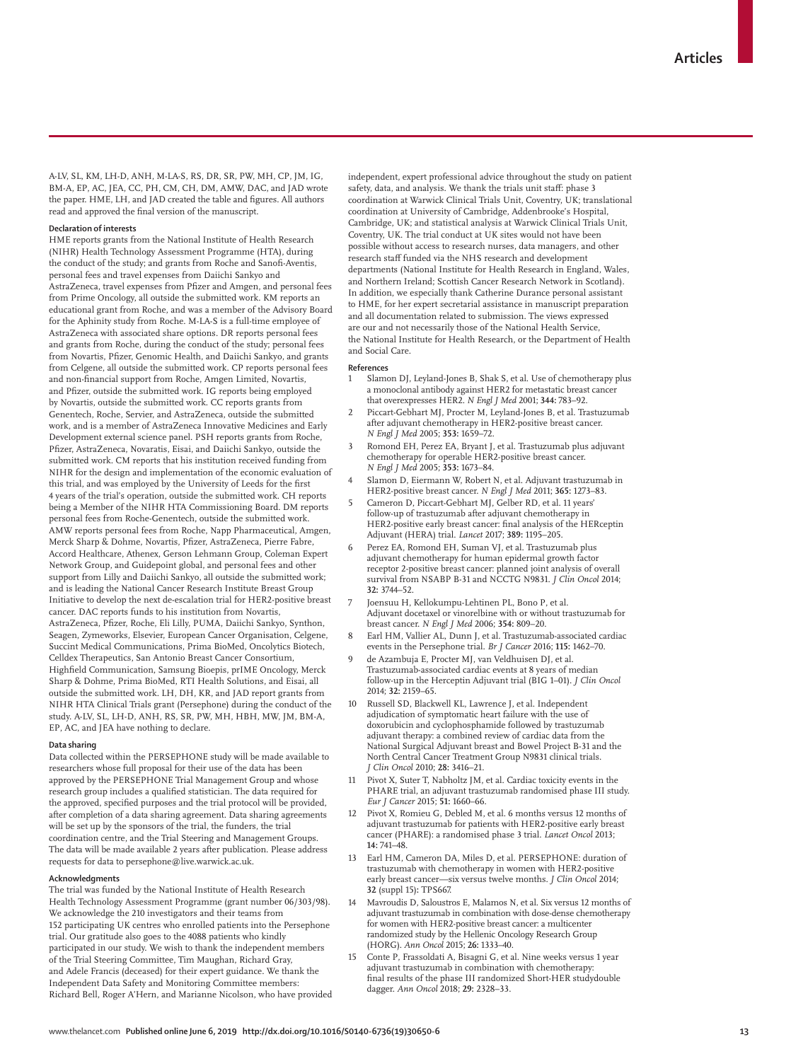A-LV, SL, KM, LH-D, ANH, M-LA-S, RS, DR, SR, PW, MH, CP, JM, IG, BM-A, EP, AC, JEA, CC, PH, CM, CH, DM, AMW, DAC, and JAD wrote the paper. HME, LH, and JAD created the table and figures. All authors read and approved the final version of the manuscript.

#### Declaration of interests

HME reports grants from the National Institute of Health Research (NIHR) Health Technology Assessment Programme (HTA), during the conduct of the study; and grants from Roche and Sanofi-Aventis, personal fees and travel expenses from Daiichi Sankyo and AstraZeneca, travel expenses from Pfizer and Amgen, and personal fees from Prime Oncology, all outside the submitted work. KM reports an educational grant from Roche, and was a member of the Advisory Board for the Aphinity study from Roche. M-LA-S is a full-time employee of AstraZeneca with associated share options. DR reports personal fees and grants from Roche, during the conduct of the study; personal fees from Novartis, Pfizer, Genomic Health, and Daiichi Sankyo, and grants from Celgene, all outside the submitted work. CP reports personal fees and non-financial support from Roche, Amgen Limited, Novartis, and Pfizer, outside the submitted work. IG reports being employed by Novartis, outside the submitted work. CC reports grants from Genentech, Roche, Servier, and AstraZeneca, outside the submitted work, and is a member of AstraZeneca Innovative Medicines and Early Development external science panel. PSH reports grants from Roche, Pfizer, AstraZeneca, Novaratis, Eisai, and Daiichi Sankyo, outside the submitted work. CM reports that his institution received funding from NIHR for the design and implementation of the economic evaluation of this trial, and was employed by the University of Leeds for the first 4 years of the trial's operation, outside the submitted work. CH reports being a Member of the NIHR HTA Commissioning Board. DM reports personal fees from Roche-Genentech, outside the submitted work. AMW reports personal fees from Roche, Napp Pharmaceutical, Amgen, Merck Sharp & Dohme, Novartis, Pfizer, AstraZeneca, Pierre Fabre, Accord Healthcare, Athenex, Gerson Lehmann Group, Coleman Expert Network Group, and Guidepoint global, and personal fees and other support from Lilly and Daiichi Sankyo, all outside the submitted work; and is leading the National Cancer Research Institute Breast Group Initiative to develop the next de-escalation trial for HER2-positive breast cancer. DAC reports funds to his institution from Novartis, AstraZeneca, Pfizer, Roche, Eli Lilly, PUMA, Daiichi Sankyo, Synthon, Seagen, Zymeworks, Elsevier, European Cancer Organisation, Celgene, Succint Medical Communications, Prima BioMed, Oncolytics Biotech, Celldex Therapeutics, San Antonio Breast Cancer Consortium, Highfield Communication, Samsung Bioepis, prIME Oncology, Merck Sharp & Dohme, Prima BioMed, RTI Health Solutions, and Eisai, all outside the submitted work. LH, DH, KR, and JAD report grants from NIHR HTA Clinical Trials grant (Persephone) during the conduct of the study. A-LV, SL, LH-D, ANH, RS, SR, PW, MH, HBH, MW, JM, BM-A, EP, AC, and JEA have nothing to declare.

#### Data sharing

Data collected within the PERSEPHONE study will be made available to researchers whose full proposal for their use of the data has been approved by the PERSEPHONE Trial Management Group and whose research group includes a qualified statistician. The data required for the approved, specified purposes and the trial protocol will be provided, after completion of a data sharing agreement. Data sharing agreements will be set up by the sponsors of the trial, the funders, the trial coordination centre, and the Trial Steering and Management Groups. The data will be made available 2 years after publication. Please address requests for data to persephone@live.warwick.ac.uk.

#### Acknowledgments

The trial was funded by the National Institute of Health Research Health Technology Assessment Programme (grant number 06/303/98). We acknowledge the 210 investigators and their teams from 152 participating UK centres who enrolled patients into the Persephone trial. Our gratitude also goes to the 4088 patients who kindly participated in our study. We wish to thank the independent members of the Trial Steering Committee, Tim Maughan, Richard Gray, and Adele Francis (deceased) for their expert guidance. We thank the Independent Data Safety and Monitoring Committee members: Richard Bell, Roger A'Hern, and Marianne Nicolson, who have provided independent, expert professional advice throughout the study on patient safety, data, and analysis. We thank the trials unit staff: phase 3 coordination at Warwick Clinical Trials Unit, Coventry, UK; translational coordination at University of Cambridge, Addenbrooke's Hospital, Cambridge, UK; and statistical analysis at Warwick Clinical Trials Unit, Coventry, UK. The trial conduct at UK sites would not have been possible without access to research nurses, data managers, and other research staff funded via the NHS research and development departments (National Institute for Health Research in England, Wales, and Northern Ireland; Scottish Cancer Research Network in Scotland). In addition, we especially thank Catherine Durance personal assistant to HME, for her expert secretarial assistance in manuscript preparation and all documentation related to submission. The views expressed are our and not necessarily those of the National Health Service, the National Institute for Health Research, or the Department of Health and Social Care.

#### References

1. Slamon DJ, Leyland-Jones B, Shak S, et al. Use of chemotherapy plus a monoclonal antibody against HER2 for metastatic breast cancer that overexpresses HER2. *N Engl J Med* 2001; **344:** 783–92.
2. Piccart-Gebhart MJ, Procter M, Leyland-Jones B, et al. Trastuzumab after adjuvant chemotherapy in HER2-positive breast cancer. *N Engl J Med* 2005; **353:** 1659–72.
3. Romond EH, Perez EA, Bryant J, et al. Trastuzumab plus adjuvant chemotherapy for operable HER2-positive breast cancer. *N Engl J Med* 2005; **353:** 1673–84.
4. Slamon D, Eiermann W, Robert N, et al. Adjuvant trastuzumab in HER2-positive breast cancer. *N Engl J Med* 2011; **365:** 1273–83.
5. Cameron D, Piccart-Gebhart MJ, Gelber RD, et al. 11 years' follow-up of trastuzumab after adjuvant chemotherapy in HER2-positive early breast cancer: final analysis of the HERceptin Adjuvant (HERA) trial. *Lancet* 2017; **389:** 1195–205.
6. Perez EA, Romond EH, Suman VJ, et al. Trastuzumab plus adjuvant chemotherapy for human epidermal growth factor receptor 2-positive breast cancer: planned joint analysis of overall survival from NSABP B-31 and NCCTG N9831. *J Clin Oncol* 2014; **32:** 3744–52.
7. Joensuu H, Kellokumpu-Lehtinen PL, Bono P, et al. Adjuvant docetaxel or vinorelbine with or without trastuzumab for breast cancer. *N Engl J Med* 2006; **354:** 809–20.
8. Earl HM, Vallier AL, Dunn J, et al. Trastuzumab-associated cardiac events in the Persephone trial. *Br J Cancer* 2016; **115:** 1462–70.
9. de Azambuja E, Procter MJ, van Veldhuisen DJ, et al. Trastuzumab-associated cardiac events at 8 years of median follow-up in the Herceptin Adjuvant trial (BIG 1–01). *J Clin Oncol* 2014; **32:** 2159–65.
10. Russell SD, Blackwell KL, Lawrence J, et al. Independent adjudication of symptomatic heart failure with the use of doxorubicin and cyclophosphamide followed by trastuzumab adjuvant therapy: a combined review of cardiac data from the National Surgical Adjuvant breast and Bowel Project B-31 and the North Central Cancer Treatment Group N9831 clinical trials. *J Clin Oncol* 2010; **28:** 3416–21.
11. Pivot X, Suter T, Nabholtz JM, et al. Cardiac toxicity events in the PHARE trial, an adjuvant trastuzumab randomised phase III study. *Eur J Cancer* 2015; **51:** 1660–66.
12. Pivot X, Romieu G, Debled M, et al. 6 months versus 12 months of adjuvant trastuzumab for patients with HER2-positive early breast cancer (PHARE): a randomised phase 3 trial. *Lancet Oncol* 2013; **14:** 741–48.
13. Earl HM, Cameron DA, Miles D, et al. PERSEPHONE: duration of trastuzumab with chemotherapy in women with HER2-positive early breast cancer—six versus twelve months. *J Clin Oncol* 2014; **32** (suppl 15)**:** TPS667.
14. Mavroudis D, Saloustros E, Malamos N, et al. Six versus 12 months of adjuvant trastuzumab in combination with dose-dense chemotherapy for women with HER2-positive breast cancer: a multicenter randomized study by the Hellenic Oncology Research Group (HORG). *Ann Oncol* 2015; **26:** 1333–40.
15. Conte P, Frassoldati A, Bisagni G, et al. Nine weeks versus 1 year adjuvant trastuzumab in combination with chemotherapy: final results of the phase III randomized Short-HER studydouble dagger. *Ann Oncol* 2018; **29:** 2328–33.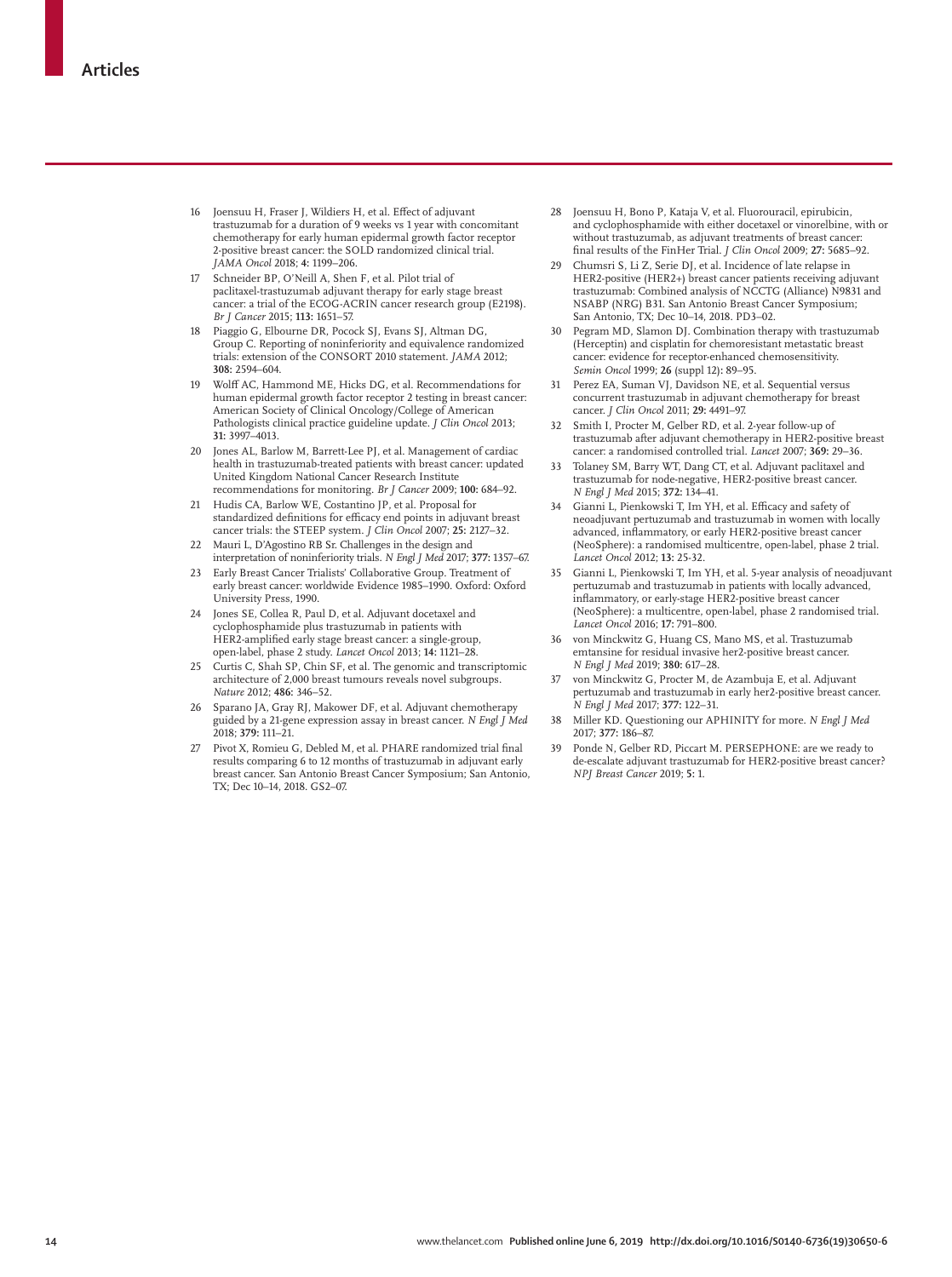16 Joensuu H, Fraser J, Wildiers H, et al. Effect of adjuvant trastuzumab for a duration of 9 weeks vs 1 year with concomitant chemotherapy for early human epidermal growth factor receptor 2-positive breast cancer: the SOLD randomized clinical trial. *JAMA Oncol* 2018; **4:** 1199–206.

17 Schneider BP, O'Neill A, Shen F, et al. Pilot trial of paclitaxel-trastuzumab adjuvant therapy for early stage breast cancer: a trial of the ECOG-ACRIN cancer research group (E2198). *Br J Cancer* 2015; **113:** 1651–57.

18 Piaggio G, Elbourne DR, Pocock SJ, Evans SJ, Altman DG, Group C. Reporting of noninferiority and equivalence randomized trials: extension of the CONSORT 2010 statement. *JAMA* 2012; **308:** 2594–604.

19 Wolff AC, Hammond ME, Hicks DG, et al. Recommendations for human epidermal growth factor receptor 2 testing in breast cancer: American Society of Clinical Oncology/College of American Pathologists clinical practice guideline update. *J Clin Oncol* 2013; **31:** 3997–4013.

20 Jones AL, Barlow M, Barrett-Lee PJ, et al. Management of cardiac health in trastuzumab-treated patients with breast cancer: updated United Kingdom National Cancer Research Institute recommendations for monitoring. *Br J Cancer* 2009; **100:** 684–92.

21 Hudis CA, Barlow WE, Costantino JP, et al. Proposal for standardized definitions for efficacy end points in adjuvant breast cancer trials: the STEEP system. *J Clin Oncol* 2007; **25:** 2127–32.

22 Mauri L, D'Agostino RB Sr. Challenges in the design and interpretation of noninferiority trials. *N Engl J Med* 2017; **377:** 1357–67.

23 Early Breast Cancer Trialists' Collaborative Group. Treatment of early breast cancer: worldwide Evidence 1985–1990. Oxford: Oxford University Press, 1990.

24 Jones SE, Collea R, Paul D, et al. Adjuvant docetaxel and cyclophosphamide plus trastuzumab in patients with HER2-amplified early stage breast cancer: a single-group, open-label, phase 2 study. *Lancet Oncol* 2013; **14:** 1121–28.

25 Curtis C, Shah SP, Chin SF, et al. The genomic and transcriptomic architecture of 2,000 breast tumours reveals novel subgroups. *Nature* 2012; **486:** 346–52.

26 Sparano JA, Gray RJ, Makower DF, et al. Adjuvant chemotherapy guided by a 21-gene expression assay in breast cancer. *N Engl J Med* 2018; **379:** 111–21.

27 Pivot X, Romieu G, Debled M, et al. PHARE randomized trial final results comparing 6 to 12 months of trastuzumab in adjuvant early breast cancer. San Antonio Breast Cancer Symposium; San Antonio, TX; Dec 10–14, 2018. GS2–07.

28 Joensuu H, Bono P, Kataja V, et al. Fluorouracil, epirubicin, and cyclophosphamide with either docetaxel or vinorelbine, with or without trastuzumab, as adjuvant treatments of breast cancer: final results of the FinHer Trial. *J Clin Oncol* 2009; **27:** 5685–92.

29 Chumsri S, Li Z, Serie DJ, et al. Incidence of late relapse in HER2-positive (HER2+) breast cancer patients receiving adjuvant trastuzumab: Combined analysis of NCCTG (Alliance) N9831 and NSABP (NRG) B31. San Antonio Breast Cancer Symposium; San Antonio, TX; Dec 10–14, 2018. PD3–02.

30 Pegram MD, Slamon DJ. Combination therapy with trastuzumab (Herceptin) and cisplatin for chemoresistant metastatic breast cancer: evidence for receptor-enhanced chemosensitivity. *Semin Oncol* 1999; **26** (suppl 12)**:** 89–95.

31 Perez EA, Suman VJ, Davidson NE, et al. Sequential versus concurrent trastuzumab in adjuvant chemotherapy for breast cancer. *J Clin Oncol* 2011; **29:** 4491–97.

32 Smith I, Procter M, Gelber RD, et al. 2-year follow-up of trastuzumab after adjuvant chemotherapy in HER2-positive breast cancer: a randomised controlled trial. *Lancet* 2007; **369:** 29–36.

33 Tolaney SM, Barry WT, Dang CT, et al. Adjuvant paclitaxel and trastuzumab for node-negative, HER2-positive breast cancer. *N Engl J Med* 2015; **372:** 134–41.

34 Gianni L, Pienkowski T, Im YH, et al. Efficacy and safety of neoadjuvant pertuzumab and trastuzumab in women with locally advanced, inflammatory, or early HER2-positive breast cancer (NeoSphere): a randomised multicentre, open-label, phase 2 trial. *Lancet Oncol* 2012; **13:** 25-32.

35 Gianni L, Pienkowski T, Im YH, et al. 5-year analysis of neoadjuvant pertuzumab and trastuzumab in patients with locally advanced, inflammatory, or early-stage HER2-positive breast cancer (NeoSphere): a multicentre, open-label, phase 2 randomised trial. *Lancet Oncol* 2016; **17:** 791–800.

36 von Minckwitz G, Huang CS, Mano MS, et al. Trastuzumab emtansine for residual invasive her2-positive breast cancer. *N Engl J Med* 2019; **380:** 617–28.

37 von Minckwitz G, Procter M, de Azambuja E, et al. Adjuvant pertuzumab and trastuzumab in early her2-positive breast cancer. *N Engl J Med* 2017; **377:** 122–31.

38 Miller KD. Questioning our APHINITY for more. *N Engl J Med* 2017; **377:** 186–87.

39 Ponde N, Gelber RD, Piccart M. PERSEPHONE: are we ready to de-escalate adjuvant trastuzumab for HER2-positive breast cancer? *NPJ Breast Cancer* 2019; **5:** 1.